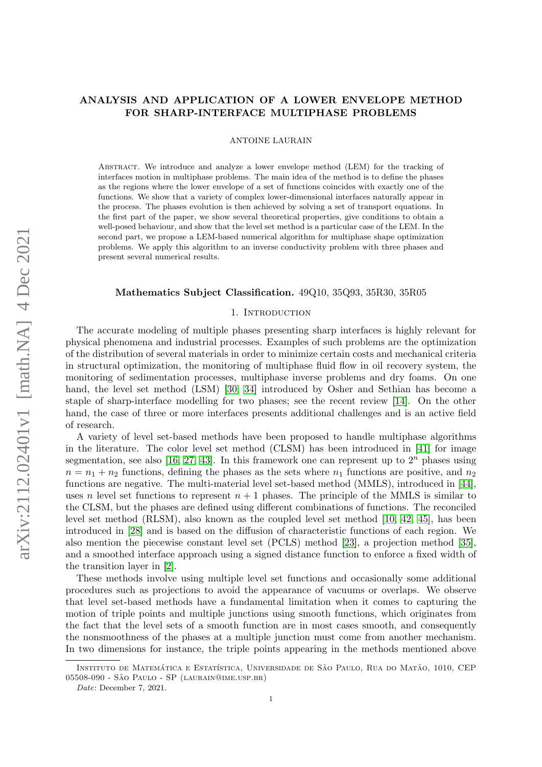# ANALYSIS AND APPLICATION OF A LOWER ENVELOPE METHOD FOR SHARP-INTERFACE MULTIPHASE PROBLEMS

ANTOINE LAURAIN

Abstract. We introduce and analyze a lower envelope method (LEM) for the tracking of interfaces motion in multiphase problems. The main idea of the method is to define the phases as the regions where the lower envelope of a set of functions coincides with exactly one of the functions. We show that a variety of complex lower-dimensional interfaces naturally appear in the process. The phases evolution is then achieved by solving a set of transport equations. In the first part of the paper, we show several theoretical properties, give conditions to obtain a well-posed behaviour, and show that the level set method is a particular case of the LEM. In the second part, we propose a LEM-based numerical algorithm for multiphase shape optimization problems. We apply this algorithm to an inverse conductivity problem with three phases and present several numerical results.

**Mathematics Subject Classification.** 49Q10, 35Q93, 35R30, 35R05

## 1. Introduction

The accurate modeling of multiple phases presenting sharp interfaces is highly relevant for physical phenomena and industrial processes. Examples of such problems are the optimization of the distribution of several materials in order to minimize certain costs and mechanical criteria in structural optimization, the monitoring of multiphase fluid flow in oil recovery system, the monitoring of sedimentation processes, multiphase inverse problems and dry foams. On one hand, the level set method (LSM) [30, 34] introduced by Osher and Sethian has become a staple of sharp-interface modelling for two phases; see the recent review [14]. On the other hand, the case of three or more interfaces presents additional challenges and is an active field of research.

A variety of level set-based methods have been proposed to handle multiphase algorithms in the literature. The color level set method (CLSM) has been introduced in [41] for image segmentation, see also [16, 27, 43]. In this framework one can represent up to $2^n$ phases using $n = n_1 + n_2$ functions, defining the phases as the sets where $n_1$ functions are positive, and $n_2$ functions are negative. The multi-material level set-based method (MMLS), introduced in [44], uses $n$ level set functions to represent $n + 1$ phases. The principle of the MMLS is similar to the CLSM, but the phases are defined using different combinations of functions. The reconciled level set method (RLSM), also known as the coupled level set method [10, 42, 45], has been introduced in [28] and is based on the diffusion of characteristic functions of each region. We also mention the piecewise constant level set (PCLS) method [23], a projection method [35], and a smoothed interface approach using a signed distance function to enforce a fixed width of the transition layer in [2].

These methods involve using multiple level set functions and occasionally some additional procedures such as projections to avoid the appearance of vacuums or overlaps. We observe that level set-based methods have a fundamental limitation when it comes to capturing the motion of triple points and multiple junctions using smooth functions, which originates from the fact that the level sets of a smooth function are in most cases smooth, and consequently the nonsmoothness of the phases at a multiple junction must come from another mechanism. In two dimensions for instance, the triple points appearing in the methods mentioned above

Instituto de Matemática e Estatística, Universidade de São Paulo, Rua do Matão, 1010, CEP 05508-090 - São Paulo - SP (laurain@ime.usp.br)

*Date*: December 7, 2021.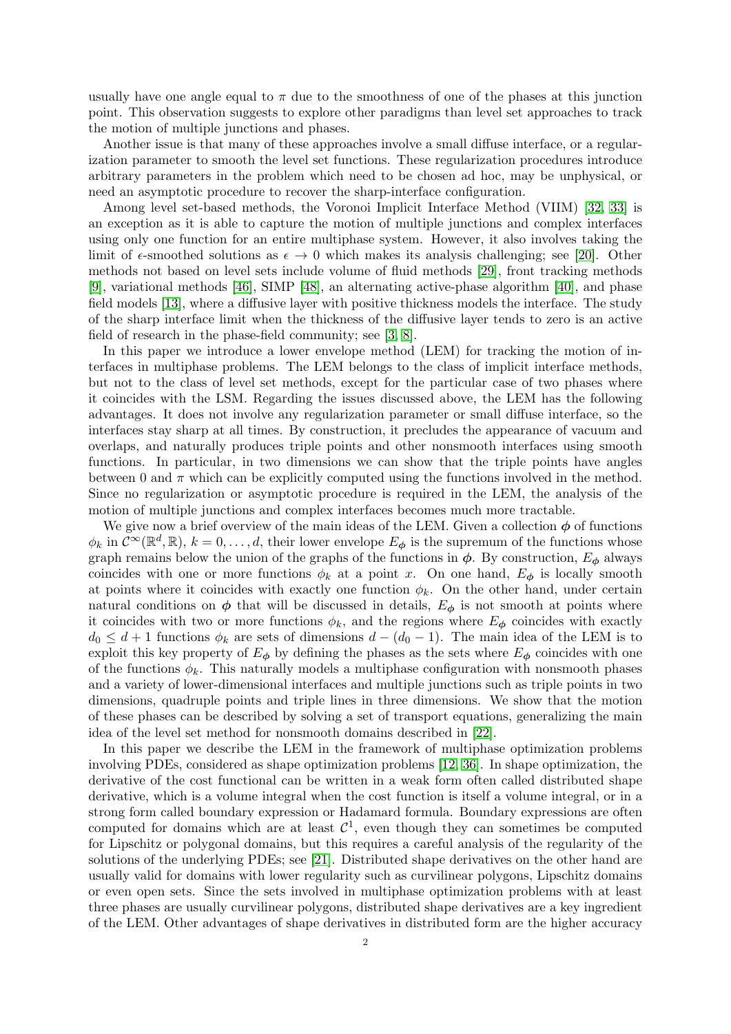usually have one angle equal to $\pi$ due to the smoothness of one of the phases at this junction point. This observation suggests to explore other paradigms than level set approaches to track the motion of multiple junctions and phases.

Another issue is that many of these approaches involve a small diffuse interface, or a regularization parameter to smooth the level set functions. These regularization procedures introduce arbitrary parameters in the problem which need to be chosen ad hoc, may be unphysical, or need an asymptotic procedure to recover the sharp-interface configuration.

Among level set-based methods, the Voronoi Implicit Interface Method (VIIM) [32, 33] is an exception as it is able to capture the motion of multiple junctions and complex interfaces using only one function for an entire multiphase system. However, it also involves taking the limit of $\epsilon$-smoothed solutions as $\epsilon \to 0$ which makes its analysis challenging; see [20]. Other methods not based on level sets include volume of fluid methods [29], front tracking methods [9], variational methods [46], SIMP [48], an alternating active-phase algorithm [40], and phase field models [13], where a diffusive layer with positive thickness models the interface. The study of the sharp interface limit when the thickness of the diffusive layer tends to zero is an active field of research in the phase-field community; see [3, 8].

In this paper we introduce a lower envelope method (LEM) for tracking the motion of interfaces in multiphase problems. The LEM belongs to the class of implicit interface methods, but not to the class of level set methods, except for the particular case of two phases where it coincides with the LSM. Regarding the issues discussed above, the LEM has the following advantages. It does not involve any regularization parameter or small diffuse interface, so the interfaces stay sharp at all times. By construction, it precludes the appearance of vacuum and overlaps, and naturally produces triple points and other nonsmooth interfaces using smooth functions. In particular, in two dimensions we can show that the triple points have angles between 0 and $\pi$ which can be explicitly computed using the functions involved in the method. Since no regularization or asymptotic procedure is required in the LEM, the analysis of the motion of multiple junctions and complex interfaces becomes much more tractable.

We give now a brief overview of the main ideas of the LEM. Given a collection $\boldsymbol{\phi}$ of functions $\phi_k$ in $\mathcal{C}^\infty(\mathbb{R}^d, \mathbb{R})$, $k = 0, \dots, d$, their lower envelope $E_{\boldsymbol{\phi}}$ is the supremum of the functions whose graph remains below the union of the graphs of the functions in $\boldsymbol{\phi}$. By construction, $E_{\boldsymbol{\phi}}$ always coincides with one or more functions $\phi_k$ at a point $x$. On one hand, $E_{\boldsymbol{\phi}}$ is locally smooth at points where it coincides with exactly one function $\phi_k$. On the other hand, under certain natural conditions on $\boldsymbol{\phi}$ that will be discussed in details, $E_{\boldsymbol{\phi}}$ is not smooth at points where it coincides with two or more functions $\phi_k$, and the regions where $E_{\boldsymbol{\phi}}$ coincides with exactly $d_0 \le d+1$ functions $\phi_k$ are sets of dimensions $d - (d_0 - 1)$. The main idea of the LEM is to exploit this key property of $E_{\boldsymbol{\phi}}$ by defining the phases as the sets where $E_{\boldsymbol{\phi}}$ coincides with one of the functions $\phi_k$. This naturally models a multiphase configuration with nonsmooth phases and a variety of lower-dimensional interfaces and multiple junctions such as triple points in two dimensions, quadruple points and triple lines in three dimensions. We show that the motion of these phases can be described by a set of transport equations, generalizing the main idea of the level set method for nonsmooth domains described in [22].

In this paper we describe the LEM in the framework of multiphase optimization problems involving PDEs, considered as shape optimization problems [12, 36]. In shape optimization, the derivative of the cost functional can be written in a weak form often called distributed shape derivative, which is a volume integral when the cost function is itself a volume integral, or in a strong form called boundary expression or Hadamard formula. Boundary expressions are often computed for domains which are at least $\mathcal{C}^1$, even though they can sometimes be computed for Lipschitz or polygonal domains, but this requires a careful analysis of the regularity of the solutions of the underlying PDEs; see [21]. Distributed shape derivatives on the other hand are usually valid for domains with lower regularity such as curvilinear polygons, Lipschitz domains or even open sets. Since the sets involved in multiphase optimization problems with at least three phases are usually curvilinear polygons, distributed shape derivatives are a key ingredient of the LEM. Other advantages of shape derivatives in distributed form are the higher accuracy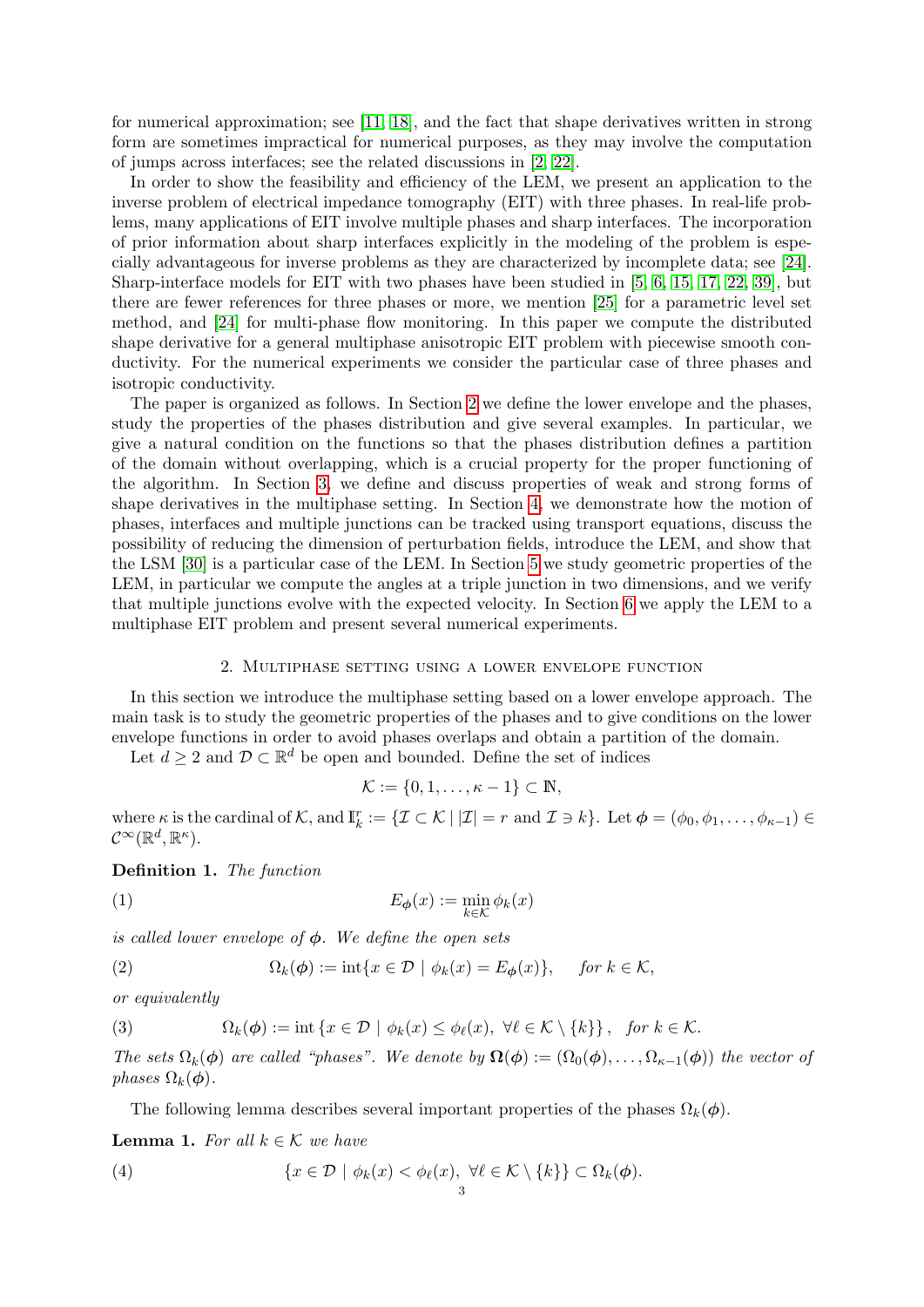for numerical approximation; see [11, 18], and the fact that shape derivatives written in strong form are sometimes impractical for numerical purposes, as they may involve the computation of jumps across interfaces; see the related discussions in [2, 22].

In order to show the feasibility and efficiency of the LEM, we present an application to the inverse problem of electrical impedance tomography (EIT) with three phases. In real-life problems, many applications of EIT involve multiple phases and sharp interfaces. The incorporation of prior information about sharp interfaces explicitly in the modeling of the problem is especially advantageous for inverse problems as they are characterized by incomplete data; see [24]. Sharp-interface models for EIT with two phases have been studied in [5, 6, 15, 17, 22, 39], but there are fewer references for three phases or more, we mention [25] for a parametric level set method, and [24] for multi-phase flow monitoring. In this paper we compute the distributed shape derivative for a general multiphase anisotropic EIT problem with piecewise smooth conductivity. For the numerical experiments we consider the particular case of three phases and isotropic conductivity.

The paper is organized as follows. In Section 2 we define the lower envelope and the phases, study the properties of the phases distribution and give several examples. In particular, we give a natural condition on the functions so that the phases distribution defines a partition of the domain without overlapping, which is a crucial property for the proper functioning of the algorithm. In Section 3, we define and discuss properties of weak and strong forms of shape derivatives in the multiphase setting. In Section 4, we demonstrate how the motion of phases, interfaces and multiple junctions can be tracked using transport equations, discuss the possibility of reducing the dimension of perturbation fields, introduce the LEM, and show that the LSM [30] is a particular case of the LEM. In Section 5 we study geometric properties of the LEM, in particular we compute the angles at a triple junction in two dimensions, and we verify that multiple junctions evolve with the expected velocity. In Section 6 we apply the LEM to a multiphase EIT problem and present several numerical experiments.

## 2. Multiphase setting using a lower envelope function

In this section we introduce the multiphase setting based on a lower envelope approach. The main task is to study the geometric properties of the phases and to give conditions on the lower envelope functions in order to avoid phases overlaps and obtain a partition of the domain.

Let $d \geq 2$ and $\mathcal{D} \subset \mathbb{R}^d$ be open and bounded. Define the set of indices

$$\mathcal{K} := \{0, 1, \dots, \kappa - 1\} \subset \mathbb{N},$$

where $\kappa$ is the cardinal of $\mathcal{K}$, and $\mathbb{I}_k^r := \{\mathcal{I} \subset \mathcal{K} \mid |\mathcal{I}| = r \text{ and } \mathcal{I} \ni k\}$. Let $\boldsymbol{\phi} = (\phi_0, \phi_1, \dots, \phi_{\kappa-1}) \in \mathcal{C}^\infty(\mathbb{R}^d, \mathbb{R}^\kappa)$.

**Definition 1.** *The function*

$$E_{\boldsymbol{\phi}}(x) := \min_{k \in \mathcal{K}} \phi_k(x) \tag{1}$$

*is called lower envelope of $\boldsymbol{\phi}$. We define the open sets*

$$\Omega_k(\boldsymbol{\phi}) := \operatorname{int}\{x \in \mathcal{D} \mid \phi_k(x) = E_{\boldsymbol{\phi}}(x)\}, \quad \text{for } k \in \mathcal{K}, \tag{2}$$

*or equivalently*

$$\Omega_k(\boldsymbol{\phi}) := \operatorname{int}\{x \in \mathcal{D} \mid \phi_k(x) \leq \phi_\ell(x),\ \forall \ell \in \mathcal{K} \setminus \{k\}\}, \quad \text{for } k \in \mathcal{K}. \tag{3}$$

*The sets $\Omega_k(\boldsymbol{\phi})$ are called "phases". We denote by $\boldsymbol{\Omega}(\boldsymbol{\phi}) := (\Omega_0(\boldsymbol{\phi}), \dots, \Omega_{\kappa-1}(\boldsymbol{\phi}))$ the vector of phases $\Omega_k(\boldsymbol{\phi})$.*

The following lemma describes several important properties of the phases $\Omega_k(\boldsymbol{\phi})$.

**Lemma 1.** *For all $k \in \mathcal{K}$ we have*

$$\{x \in \mathcal{D} \mid \phi_k(x) < \phi_\ell(x),\ \forall \ell \in \mathcal{K} \setminus \{k\}\} \subset \Omega_k(\boldsymbol{\phi}). \tag{4}$$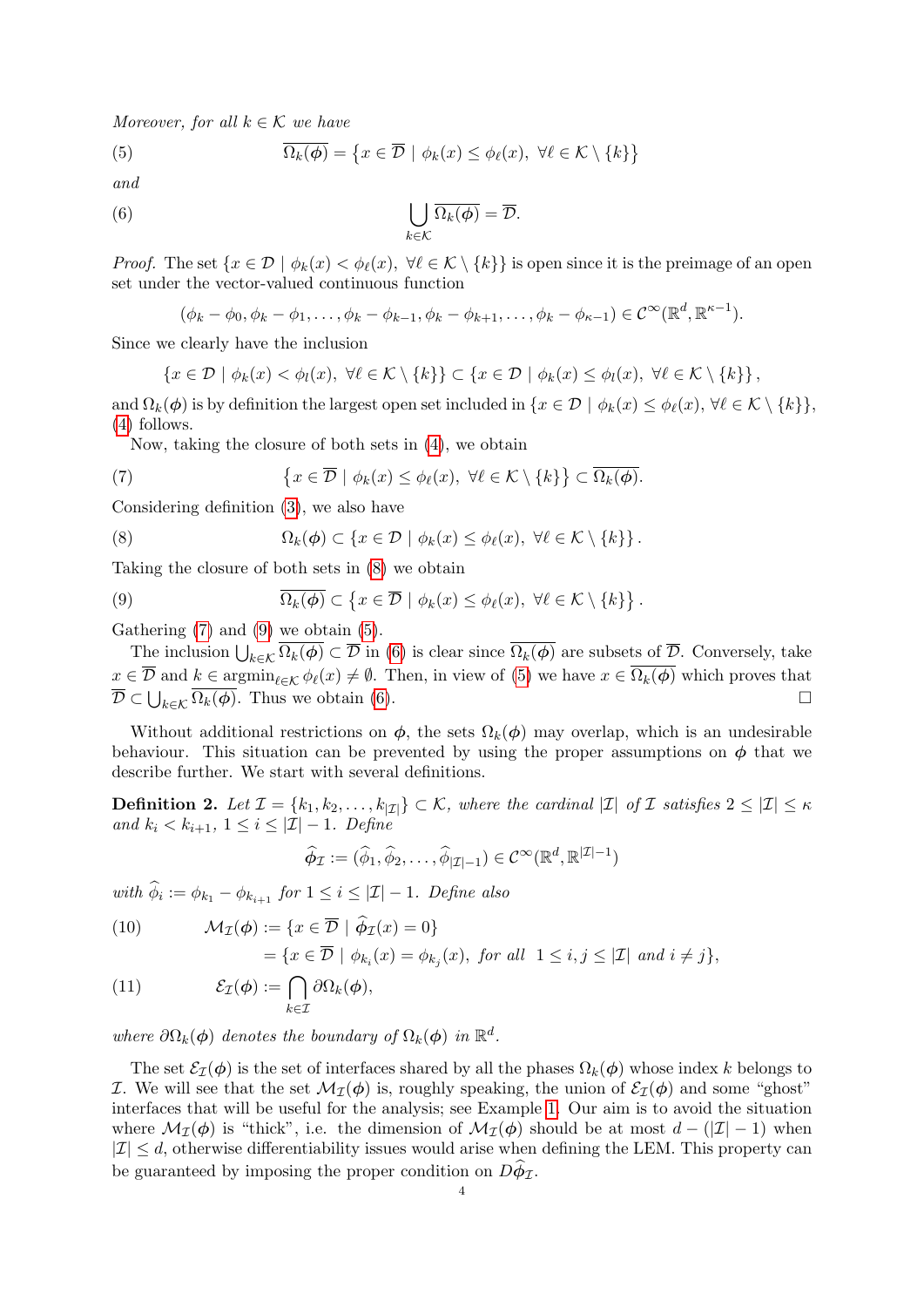*Moreover, for all $k \in \mathcal{K}$ we have*

$$\overline{\Omega_k(\boldsymbol{\phi})} = \left\{x \in \overline{\mathcal{D}} \mid \phi_k(x) \le \phi_\ell(x),\ \forall \ell \in \mathcal{K} \setminus \{k\}\right\} \tag{5}$$

*and*

$$\bigcup_{k \in \mathcal{K}} \overline{\Omega_k(\boldsymbol{\phi})} = \overline{\mathcal{D}}. \tag{6}$$

*Proof.* The set $\{x \in \mathcal{D} \mid \phi_k(x) < \phi_\ell(x),\ \forall \ell \in \mathcal{K} \setminus \{k\}\}$ is open since it is the preimage of an open set under the vector-valued continuous function

$$(\phi_k - \phi_0, \phi_k - \phi_1, \dots, \phi_k - \phi_{k-1}, \phi_k - \phi_{k+1}, \dots, \phi_k - \phi_{\kappa-1}) \in \mathcal{C}^\infty(\mathbb{R}^d, \mathbb{R}^{\kappa-1}).$$

Since we clearly have the inclusion

$$\{x \in \mathcal{D} \mid \phi_k(x) < \phi_l(x),\ \forall \ell \in \mathcal{K} \setminus \{k\}\} \subset \{x \in \mathcal{D} \mid \phi_k(x) \le \phi_l(x),\ \forall \ell \in \mathcal{K} \setminus \{k\}\},$$

and $\Omega_k(\boldsymbol{\phi})$ is by definition the largest open set included in $\{x \in \mathcal{D} \mid \phi_k(x) \le \phi_\ell(x),\ \forall \ell \in \mathcal{K} \setminus \{k\}\}$, (4) follows.

Now, taking the closure of both sets in (4), we obtain

$$\left\{x \in \overline{\mathcal{D}} \mid \phi_k(x) \le \phi_\ell(x),\ \forall \ell \in \mathcal{K} \setminus \{k\}\right\} \subset \overline{\Omega_k(\boldsymbol{\phi})}. \tag{7}$$

Considering definition (3), we also have

$$\Omega_k(\boldsymbol{\phi}) \subset \{x \in \mathcal{D} \mid \phi_k(x) \le \phi_\ell(x),\ \forall \ell \in \mathcal{K} \setminus \{k\}\}. \tag{8}$$

Taking the closure of both sets in (8) we obtain

$$\overline{\Omega_k(\boldsymbol{\phi})} \subset \left\{x \in \overline{\mathcal{D}} \mid \phi_k(x) \le \phi_\ell(x),\ \forall \ell \in \mathcal{K} \setminus \{k\}\right\}. \tag{9}$$

Gathering (7) and (9) we obtain (5).

The inclusion $\bigcup_{k \in \mathcal{K}} \overline{\Omega_k(\boldsymbol{\phi})} \subset \overline{\mathcal{D}}$ in (6) is clear since $\overline{\Omega_k(\boldsymbol{\phi})}$ are subsets of $\overline{\mathcal{D}}$. Conversely, take $x \in \overline{\mathcal{D}}$ and $k \in \operatorname{argmin}_{\ell \in \mathcal{K}} \phi_\ell(x) \neq \emptyset$. Then, in view of (5) we have $x \in \overline{\Omega_k(\boldsymbol{\phi})}$ which proves that $\overline{\mathcal{D}} \subset \bigcup_{k \in \mathcal{K}} \overline{\Omega_k(\boldsymbol{\phi})}$. Thus we obtain (6). $\square$

Without additional restrictions on $\boldsymbol{\phi}$, the sets $\Omega_k(\boldsymbol{\phi})$ may overlap, which is an undesirable behaviour. This situation can be prevented by using the proper assumptions on $\boldsymbol{\phi}$ that we describe further. We start with several definitions.

**Definition 2.** *Let $\mathcal{I} = \{k_1, k_2, \dots, k_{|\mathcal{I}|}\} \subset \mathcal{K}$, where the cardinal $|\mathcal{I}|$ of $\mathcal{I}$ satisfies $2 \le |\mathcal{I}| \le \kappa$ and $k_i < k_{i+1}$, $1 \le i \le |\mathcal{I}| - 1$. Define*

$$\widehat{\boldsymbol{\phi}}_{\mathcal{I}} := (\widehat{\phi}_1, \widehat{\phi}_2, \dots, \widehat{\phi}_{|\mathcal{I}|-1}) \in \mathcal{C}^\infty(\mathbb{R}^d, \mathbb{R}^{|\mathcal{I}|-1})$$

*with $\widehat{\phi}_i := \phi_{k_1} - \phi_{k_{i+1}}$ for $1 \le i \le |\mathcal{I}| - 1$. Define also*

$$\begin{aligned}
\mathcal{M}_{\mathcal{I}}(\boldsymbol{\phi}) &:= \{x \in \overline{\mathcal{D}} \mid \widehat{\boldsymbol{\phi}}_{\mathcal{I}}(x) = 0\} \qquad (10)\\
&= \{x \in \overline{\mathcal{D}} \mid \phi_{k_i}(x) = \phi_{k_j}(x),\ \text{for all}\ \ 1 \le i, j \le |\mathcal{I}|\ \text{and}\ i \neq j\},
\end{aligned}$$

$$\mathcal{E}_{\mathcal{I}}(\boldsymbol{\phi}) := \bigcap_{k \in \mathcal{I}} \partial\Omega_k(\boldsymbol{\phi}), \tag{11}$$

*where $\partial\Omega_k(\boldsymbol{\phi})$ denotes the boundary of $\Omega_k(\boldsymbol{\phi})$ in $\mathbb{R}^d$.*

The set $\mathcal{E}_{\mathcal{I}}(\boldsymbol{\phi})$ is the set of interfaces shared by all the phases $\Omega_k(\boldsymbol{\phi})$ whose index $k$ belongs to $\mathcal{I}$. We will see that the set $\mathcal{M}_{\mathcal{I}}(\boldsymbol{\phi})$ is, roughly speaking, the union of $\mathcal{E}_{\mathcal{I}}(\boldsymbol{\phi})$ and some "ghost" interfaces that will be useful for the analysis; see Example 1. Our aim is to avoid the situation where $\mathcal{M}_{\mathcal{I}}(\boldsymbol{\phi})$ is "thick", i.e. the dimension of $\mathcal{M}_{\mathcal{I}}(\boldsymbol{\phi})$ should be at most $d - (|\mathcal{I}| - 1)$ when $|\mathcal{I}| \le d$, otherwise differentiability issues would arise when defining the LEM. This property can be guaranteed by imposing the proper condition on $D\widehat{\boldsymbol{\phi}}_{\mathcal{I}}$.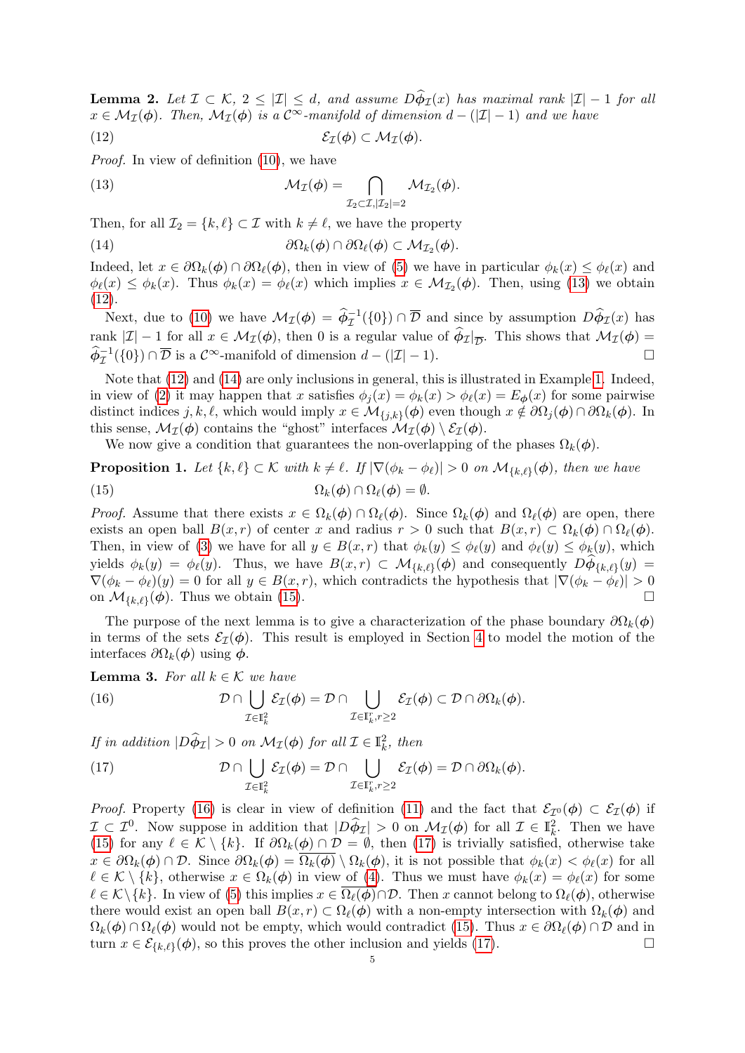**Lemma 2.** *Let $\mathcal{I} \subset \mathcal{K}$, $2 \leq |\mathcal{I}| \leq d$, and assume $D\widehat{\boldsymbol{\phi}}_{\mathcal{I}}(x)$ has maximal rank $|\mathcal{I}| - 1$ for all $x \in \mathcal{M}_{\mathcal{I}}(\boldsymbol{\phi})$. Then, $\mathcal{M}_{\mathcal{I}}(\boldsymbol{\phi})$ is a $\mathcal{C}^\infty$-manifold of dimension $d - (|\mathcal{I}| - 1)$ and we have*

$$\mathcal{E}_{\mathcal{I}}(\boldsymbol{\phi}) \subset \mathcal{M}_{\mathcal{I}}(\boldsymbol{\phi}). \tag{12}$$

*Proof.* In view of definition (10), we have

$$\mathcal{M}_{\mathcal{I}}(\boldsymbol{\phi}) = \bigcap_{\mathcal{I}_2 \subset \mathcal{I}, |\mathcal{I}_2| = 2} \mathcal{M}_{\mathcal{I}_2}(\boldsymbol{\phi}). \tag{13}$$

Then, for all $\mathcal{I}_2 = \{k, \ell\} \subset \mathcal{I}$ with $k \neq \ell$, we have the property

$$\partial\Omega_k(\boldsymbol{\phi}) \cap \partial\Omega_\ell(\boldsymbol{\phi}) \subset \mathcal{M}_{\mathcal{I}_2}(\boldsymbol{\phi}). \tag{14}$$

Indeed, let $x \in \partial\Omega_k(\boldsymbol{\phi}) \cap \partial\Omega_\ell(\boldsymbol{\phi})$, then in view of (5) we have in particular $\phi_k(x) \leq \phi_\ell(x)$ and $\phi_\ell(x) \leq \phi_k(x)$. Thus $\phi_k(x) = \phi_\ell(x)$ which implies $x \in \mathcal{M}_{\mathcal{I}_2}(\boldsymbol{\phi})$. Then, using (13) we obtain (12).

Next, due to (10) we have $\mathcal{M}_{\mathcal{I}}(\boldsymbol{\phi}) = \widehat{\boldsymbol{\phi}}_{\mathcal{I}}^{-1}(\{0\}) \cap \overline{\mathcal{D}}$ and since by assumption $D\widehat{\boldsymbol{\phi}}_{\mathcal{I}}(x)$ has rank $|\mathcal{I}| - 1$ for $x \in \mathcal{M}_{\mathcal{I}}(\boldsymbol{\phi})$, then 0 is a regular value of $\widehat{\boldsymbol{\phi}}_{\mathcal{I}}|_{\overline{\mathcal{D}}}$. This shows that $\mathcal{M}_{\mathcal{I}}(\boldsymbol{\phi}) = \widehat{\boldsymbol{\phi}}_{\mathcal{I}}^{-1}(\{0\}) \cap \overline{\mathcal{D}}$ is a $\mathcal{C}^\infty$-manifold of dimension $d - (|\mathcal{I}| - 1)$. □

Note that (12) and (14) are only inclusions in general, this is illustrated in Example 1. Indeed, in view of (2) it may happen that $x$ satisfies $\phi_j(x) = \phi_k(x) > \phi_\ell(x) = E_{\boldsymbol{\phi}}(x)$ for some pairwise distinct indices $j, k, \ell$, which would imply $x \in \mathcal{M}_{\{j,k\}}(\boldsymbol{\phi})$ even though $x \notin \partial\Omega_j(\boldsymbol{\phi}) \cap \partial\Omega_k(\boldsymbol{\phi})$. In this sense, $\mathcal{M}_{\mathcal{I}}(\boldsymbol{\phi})$ contains the "ghost" interfaces $\mathcal{M}_{\mathcal{I}}(\boldsymbol{\phi}) \setminus \mathcal{E}_{\mathcal{I}}(\boldsymbol{\phi})$.

We now give a condition that guarantees the non-overlapping of the phases $\Omega_k(\boldsymbol{\phi})$.

**Proposition 1.** *Let $\{k, \ell\} \subset \mathcal{K}$ with $k \neq \ell$. If $|\nabla(\phi_k - \phi_\ell)| > 0$ on $\mathcal{M}_{\{k,\ell\}}(\boldsymbol{\phi})$, then we have*

$$\Omega_k(\boldsymbol{\phi}) \cap \Omega_\ell(\boldsymbol{\phi}) = \emptyset. \tag{15}$$

*Proof.* Assume that there exists $x \in \Omega_k(\boldsymbol{\phi}) \cap \Omega_\ell(\boldsymbol{\phi})$. Since $\Omega_k(\boldsymbol{\phi})$ and $\Omega_\ell(\boldsymbol{\phi})$ are open, there exists an open ball $B(x, r)$ of center $x$ and radius $r > 0$ such that $B(x, r) \subset \Omega_k(\boldsymbol{\phi}) \cap \Omega_\ell(\boldsymbol{\phi})$. Then, in view of (3) we have for all $y \in B(x, r)$ that $\phi_k(y) \leq \phi_\ell(y)$ and $\phi_\ell(y) \leq \phi_k(y)$, which yields $\phi_k(y) = \phi_\ell(y)$. Thus, we have $B(x, r) \subset \mathcal{M}_{\{k,\ell\}}(\boldsymbol{\phi})$ and consequently $D\widehat{\boldsymbol{\phi}}_{\{k,\ell\}}(y) = \nabla(\phi_k - \phi_\ell)(y) = 0$ for all $y \in B(x, r)$, which contradicts the hypothesis that $|\nabla(\phi_k - \phi_\ell)| > 0$ on $\mathcal{M}_{\{k,\ell\}}(\boldsymbol{\phi})$. Thus we obtain (15). □

The purpose of the next lemma is to give a characterization of the phase boundary $\partial\Omega_k(\boldsymbol{\phi})$ in terms of the sets $\mathcal{E}_{\mathcal{I}}(\boldsymbol{\phi})$. This result is employed in Section 4 to model the motion of the interfaces $\partial\Omega_k(\boldsymbol{\phi})$ using $\boldsymbol{\phi}$.

**Lemma 3.** *For all $k \in \mathcal{K}$ we have*

$$\mathcal{D} \cap \bigcup_{\mathcal{I} \in \mathbb{I}_k^2} \mathcal{E}_{\mathcal{I}}(\boldsymbol{\phi}) = \mathcal{D} \cap \bigcup_{\mathcal{I} \in \mathbb{I}_k^r, r \geq 2} \mathcal{E}_{\mathcal{I}}(\boldsymbol{\phi}) \subset \mathcal{D} \cap \partial\Omega_k(\boldsymbol{\phi}). \tag{16}$$

*If in addition $|D\widehat{\boldsymbol{\phi}}_{\mathcal{I}}| > 0$ on $\mathcal{M}_{\mathcal{I}}(\boldsymbol{\phi})$ for all $\mathcal{I} \in \mathbb{I}_k^2$, then*

$$\mathcal{D} \cap \bigcup_{\mathcal{I} \in \mathbb{I}_k^2} \mathcal{E}_{\mathcal{I}}(\boldsymbol{\phi}) = \mathcal{D} \cap \bigcup_{\mathcal{I} \in \mathbb{I}_k^r, r \geq 2} \mathcal{E}_{\mathcal{I}}(\boldsymbol{\phi}) = \mathcal{D} \cap \partial\Omega_k(\boldsymbol{\phi}). \tag{17}$$

*Proof.* Property (16) is clear in view of definition (11) and the fact that $\mathcal{E}_{\mathcal{I}^0}(\boldsymbol{\phi}) \subset \mathcal{E}_{\mathcal{I}}(\boldsymbol{\phi})$ if $\mathcal{I} \subset \mathcal{I}^0$. Now suppose in addition that $|D\widehat{\boldsymbol{\phi}}_{\mathcal{I}}| > 0$ on $\mathcal{M}_{\mathcal{I}}(\boldsymbol{\phi})$ for all $\mathcal{I} \in \mathbb{I}_k^2$. Then we have (15) for any $\ell \in \mathcal{K} \setminus \{k\}$. If $\partial\Omega_k(\boldsymbol{\phi}) \cap \mathcal{D} = \emptyset$, then (17) is trivially satisfied, otherwise take $x \in \partial\Omega_k(\boldsymbol{\phi}) \cap \mathcal{D}$. Since $\partial\Omega_k(\boldsymbol{\phi}) = \overline{\Omega_k(\boldsymbol{\phi})} \setminus \Omega_k(\boldsymbol{\phi})$, it is not possible that $\phi_k(x) < \phi_\ell(x)$ for all $\ell \in \mathcal{K} \setminus \{k\}$, otherwise $x \in \Omega_k(\boldsymbol{\phi})$ in view of (4). Thus we must have $\phi_k(x) = \phi_\ell(x)$ for some $\ell \in \mathcal{K} \setminus \{k\}$. In view of (5) this implies $x \in \overline{\Omega_\ell(\boldsymbol{\phi})} \cap \mathcal{D}$. Then $x$ cannot belong to $\Omega_\ell(\boldsymbol{\phi})$, otherwise there would exist an open ball $B(x, r) \subset \Omega_\ell(\boldsymbol{\phi})$ with a non-empty intersection with $\Omega_k(\boldsymbol{\phi})$ and $\Omega_k(\boldsymbol{\phi}) \cap \Omega_\ell(\boldsymbol{\phi})$ would not be empty, which would contradict (15). Thus $x \in \partial\Omega_\ell(\boldsymbol{\phi}) \cap \mathcal{D}$ and in turn $x \in \mathcal{E}_{\{k,\ell\}}(\boldsymbol{\phi})$, so this proves the other inclusion and yields (17). □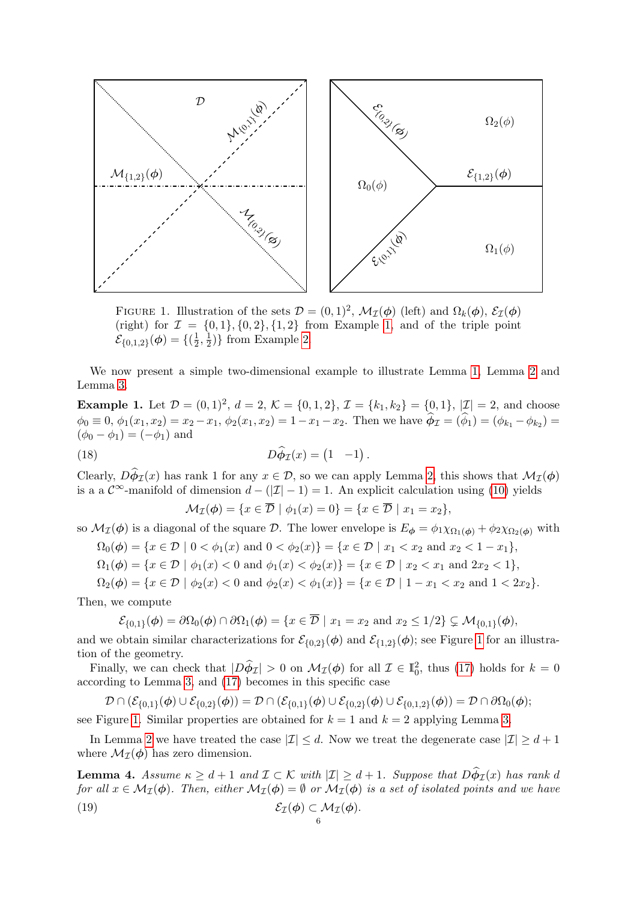FIGURE 1. Illustration of the sets $\mathcal{D} = (0,1)^2$, $\mathcal{M}_{\mathcal{I}}(\boldsymbol{\phi})$ (left) and $\Omega_k(\boldsymbol{\phi})$, $\mathcal{E}_{\mathcal{I}}(\boldsymbol{\phi})$ (right) for $\mathcal{I} = \{0,1\}, \{0,2\}, \{1,2\}$ from Example 1, and of the triple point $\mathcal{E}_{\{0,1,2\}}(\boldsymbol{\phi}) = \{(\frac{1}{2}, \frac{1}{2})\}$ from Example 2.

We now present a simple two-dimensional example to illustrate Lemma 1, Lemma 2 and Lemma 3.

**Example 1.** Let $\mathcal{D} = (0,1)^2$, $d = 2$, $\mathcal{K} = \{0,1,2\}$, $\mathcal{I} = \{k_1, k_2\} = \{0,1\}$, $|\mathcal{I}| = 2$, and choose $\phi_0 \equiv 0$, $\phi_1(x_1,x_2) = x_2 - x_1$, $\phi_2(x_1,x_2) = 1 - x_1 - x_2$. Then we have $\widehat{\boldsymbol{\phi}}_{\mathcal{I}} = (\widehat{\phi}_1) = (\phi_{k_1} - \phi_{k_2}) = (\phi_0 - \phi_1) = (-\phi_1)$ and

$$D\widehat{\boldsymbol{\phi}}_{\mathcal{I}}(x) = \begin{pmatrix} 1 & -1 \end{pmatrix}. \tag{18}$$

Clearly, $D\widehat{\boldsymbol{\phi}}_{\mathcal{I}}(x)$ has rank 1 for any $x \in \mathcal{D}$, so we can apply Lemma 2, this shows that $\mathcal{M}_{\mathcal{I}}(\boldsymbol{\phi})$ is a $\mathcal{C}^\infty$-manifold of dimension $d - (|\mathcal{I}| - 1) = 1$. An explicit calculation using (10) yields

$$\mathcal{M}_{\mathcal{I}}(\boldsymbol{\phi}) = \{x \in \overline{\mathcal{D}} \mid \phi_1(x) = 0\} = \{x \in \overline{\mathcal{D}} \mid x_1 = x_2\},$$

so $\mathcal{M}_{\mathcal{I}}(\boldsymbol{\phi})$ is a diagonal of the square $\mathcal{D}$. The lower envelope is $E_{\boldsymbol{\phi}} = \phi_1 \chi_{\Omega_1(\boldsymbol{\phi})} + \phi_2 \chi_{\Omega_2(\boldsymbol{\phi})}$ with

$$\Omega_0(\boldsymbol{\phi}) = \{x \in \mathcal{D} \mid 0 < \phi_1(x) \text{ and } 0 < \phi_2(x)\} = \{x \in \mathcal{D} \mid x_1 < x_2 \text{ and } x_2 < 1 - x_1\},$$

$$\Omega_1(\boldsymbol{\phi}) = \{x \in \mathcal{D} \mid \phi_1(x) < 0 \text{ and } \phi_1(x) < \phi_2(x)\} = \{x \in \mathcal{D} \mid x_2 < x_1 \text{ and } 2x_2 < 1\},$$

$$\Omega_2(\boldsymbol{\phi}) = \{x \in \mathcal{D} \mid \phi_2(x) < 0 \text{ and } \phi_2(x) < \phi_1(x)\} = \{x \in \mathcal{D} \mid 1 - x_1 < x_2 \text{ and } 1 < 2x_2\}.$$

Then, we compute

$$\mathcal{E}_{\{0,1\}}(\boldsymbol{\phi}) = \partial\Omega_0(\boldsymbol{\phi}) \cap \partial\Omega_1(\boldsymbol{\phi}) = \{x \in \overline{\mathcal{D}} \mid x_1 = x_2 \text{ and } x_2 \leq 1/2\} \subsetneq \mathcal{M}_{\{0,1\}}(\boldsymbol{\phi}),$$

and we obtain similar characterizations for $\mathcal{E}_{\{0,2\}}(\boldsymbol{\phi})$ and $\mathcal{E}_{\{1,2\}}(\boldsymbol{\phi})$; see Figure 1 for an illustration of the geometry.

Finally, we can check that $|D\widehat{\boldsymbol{\phi}}_{\mathcal{I}}| > 0$ on $\mathcal{M}_{\mathcal{I}}(\boldsymbol{\phi})$ for all $\mathcal{I} \in \mathbb{I}_0^2$, thus (17) holds for $k = 0$ according to Lemma 3, and (17) becomes in this specific case

$$\mathcal{D} \cap (\mathcal{E}_{\{0,1\}}(\boldsymbol{\phi}) \cup \mathcal{E}_{\{0,2\}}(\boldsymbol{\phi})) = \mathcal{D} \cap (\mathcal{E}_{\{0,1\}}(\boldsymbol{\phi}) \cup \mathcal{E}_{\{0,2\}}(\boldsymbol{\phi}) \cup \mathcal{E}_{\{0,1,2\}}(\boldsymbol{\phi})) = \mathcal{D} \cap \partial\Omega_0(\boldsymbol{\phi});$$

see Figure 1. Similar properties are obtained for $k = 1$ and $k = 2$ applying Lemma 3.

In Lemma 2 we have treated the case $|\mathcal{I}| \leq d$. Now we treat the degenerate case $|\mathcal{I}| \geq d + 1$ where $\mathcal{M}_{\mathcal{I}}(\boldsymbol{\phi})$ has zero dimension.

**Lemma 4.** *Assume $\kappa \geq d + 1$ and $\mathcal{I} \subset \mathcal{K}$ with $|\mathcal{I}| \geq d + 1$. Suppose that $D\widehat{\boldsymbol{\phi}}_{\mathcal{I}}(x)$ has rank $d$ for all $x \in \mathcal{M}_{\mathcal{I}}(\boldsymbol{\phi})$. Then, either $\mathcal{M}_{\mathcal{I}}(\boldsymbol{\phi}) = \emptyset$ or $\mathcal{M}_{\mathcal{I}}(\boldsymbol{\phi})$ is a set of isolated points and we have*

$$\mathcal{E}_{\mathcal{I}}(\boldsymbol{\phi}) \subset \mathcal{M}_{\mathcal{I}}(\boldsymbol{\phi}). \tag{19}$$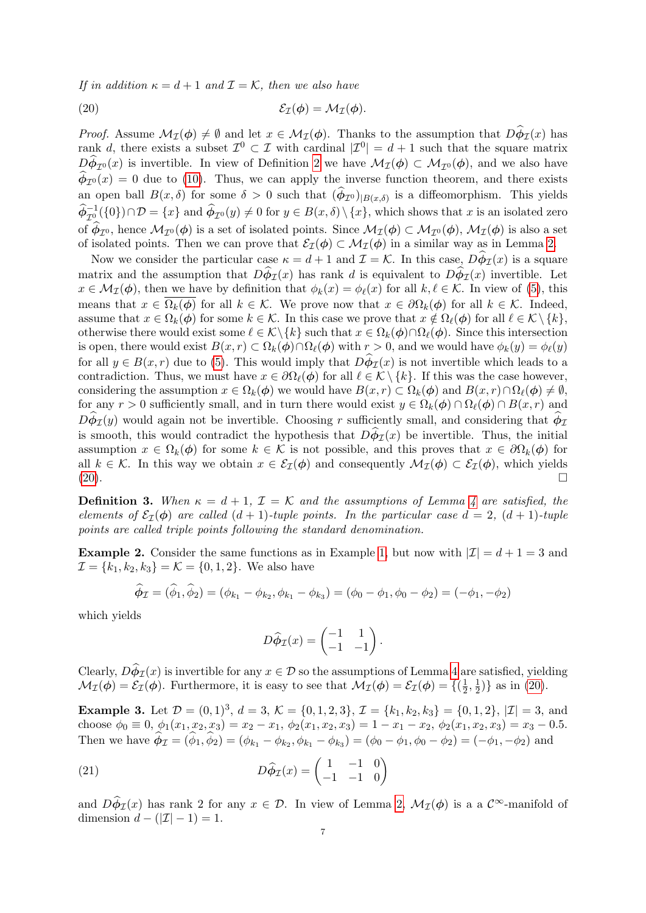*If in addition $\kappa = d+1$ and $\mathcal{I} = \mathcal{K}$, then we also have*

$$\mathcal{E}_{\mathcal{I}}(\boldsymbol{\phi}) = \mathcal{M}_{\mathcal{I}}(\boldsymbol{\phi}). \tag{20}$$

*Proof.* Assume $\mathcal{M}_{\mathcal{I}}(\boldsymbol{\phi}) \neq \emptyset$ and let $x \in \mathcal{M}_{\mathcal{I}}(\boldsymbol{\phi})$. Thanks to the assumption that $D\widehat{\boldsymbol{\phi}}_{\mathcal{I}}(x)$ has rank $d$, there exists a subset $\mathcal{I}^0 \subset \mathcal{I}$ with cardinal $|\mathcal{I}^0| = d+1$ such that the square matrix $D\widehat{\boldsymbol{\phi}}_{\mathcal{I}^0}(x)$ is invertible. In view of Definition 2 we have $\mathcal{M}_{\mathcal{I}}(\boldsymbol{\phi}) \subset \mathcal{M}_{\mathcal{I}^0}(\boldsymbol{\phi})$, and we also have $\widehat{\boldsymbol{\phi}}_{\mathcal{I}^0}(x) = 0$ due to (10). Thus, we can apply the inverse function theorem, and there exists an open ball $B(x,\delta)$ for some $\delta > 0$ such that $(\widehat{\boldsymbol{\phi}}_{\mathcal{I}^0})_{|B(x,\delta)}$ is a diffeomorphism. This yields $\widehat{\boldsymbol{\phi}}_{\mathcal{I}^0}^{-1}(\{0\}) \cap \mathcal{D} = \{x\}$ and $\widehat{\boldsymbol{\phi}}_{\mathcal{I}^0}(y) \neq 0$ for $y \in B(x,\delta) \setminus \{x\}$, which shows that $x$ is an isolated zero of $\widehat{\boldsymbol{\phi}}_{\mathcal{I}^0}$, hence $\mathcal{M}_{\mathcal{I}^0}(\boldsymbol{\phi})$ is a set of isolated points. Since $\mathcal{M}_{\mathcal{I}}(\boldsymbol{\phi}) \subset \mathcal{M}_{\mathcal{I}^0}(\boldsymbol{\phi})$, $\mathcal{M}_{\mathcal{I}}(\boldsymbol{\phi})$ is also a set of isolated points. Then we can prove that $\mathcal{E}_{\mathcal{I}}(\boldsymbol{\phi}) \subset \mathcal{M}_{\mathcal{I}}(\boldsymbol{\phi})$ in a similar way as in Lemma 2.

Now we consider the particular case $\kappa = d+1$ and $\mathcal{I} = \mathcal{K}$. In this case, $D\widehat{\boldsymbol{\phi}}_{\mathcal{I}}(x)$ is a square matrix and the assumption that $D\widehat{\boldsymbol{\phi}}_{\mathcal{I}}(x)$ has rank $d$ is equivalent to $D\widehat{\boldsymbol{\phi}}_{\mathcal{I}}(x)$ invertible. Let $x \in \mathcal{M}_{\mathcal{I}}(\boldsymbol{\phi})$, then we have by definition that $\phi_k(x) = \phi_\ell(x)$ for all $k, \ell \in \mathcal{K}$. In view of (5), this means that $x \in \overline{\Omega_k(\boldsymbol{\phi})}$ for all $k \in \mathcal{K}$. We prove now that $x \in \partial\Omega_k(\boldsymbol{\phi})$ for all $k \in \mathcal{K}$. Indeed, assume that $x \in \Omega_k(\boldsymbol{\phi})$ for some $k \in \mathcal{K}$. In this case we prove that $x \notin \Omega_\ell(\boldsymbol{\phi})$ for all $\ell \in \mathcal{K}\setminus\{k\}$, otherwise there would exist some $\ell \in \mathcal{K}\setminus\{k\}$ such that $x \in \Omega_k(\boldsymbol{\phi}) \cap \Omega_\ell(\boldsymbol{\phi})$. Since this intersection is open, there would exist $B(x,r) \subset \Omega_k(\boldsymbol{\phi}) \cap \Omega_\ell(\boldsymbol{\phi})$ with $r > 0$, and we would have $\phi_k(y) = \phi_\ell(y)$ for all $y \in B(x,r)$ due to (5). This would imply that $D\widehat{\boldsymbol{\phi}}_{\mathcal{I}}(x)$ is not invertible which leads to a contradiction. Thus, we must have $x \in \partial\Omega_\ell(\boldsymbol{\phi})$ for all $\ell \in \mathcal{K}\setminus\{k\}$. If this was the case however, considering the assumption $x \in \Omega_k(\boldsymbol{\phi})$ we would have $B(x,r) \subset \Omega_k(\boldsymbol{\phi})$ and $B(x,r) \cap \Omega_\ell(\boldsymbol{\phi}) \neq \emptyset$, for any $r > 0$ sufficiently small, and in turn there would exist $y \in \Omega_k(\boldsymbol{\phi}) \cap \Omega_\ell(\boldsymbol{\phi}) \cap B(x,r)$ and $D\widehat{\boldsymbol{\phi}}_{\mathcal{I}}(y)$ would again not be invertible. Choosing $r$ sufficiently small, and considering that $\widehat{\boldsymbol{\phi}}_{\mathcal{I}}$ is smooth, this would contradict the hypothesis that $D\widehat{\boldsymbol{\phi}}_{\mathcal{I}}(x)$ be invertible. Thus, the initial assumption $x \in \Omega_k(\boldsymbol{\phi})$ for some $k \in \mathcal{K}$ is not possible, and this proves that $x \in \partial\Omega_k(\boldsymbol{\phi})$ for all $k \in \mathcal{K}$. In this way we obtain $x \in \mathcal{E}_{\mathcal{I}}(\boldsymbol{\phi})$ and consequently $\mathcal{M}_{\mathcal{I}}(\boldsymbol{\phi}) \subset \mathcal{E}_{\mathcal{I}}(\boldsymbol{\phi})$, which yields (20). □

**Definition 3.** *When $\kappa = d+1$, $\mathcal{I} = \mathcal{K}$ and the assumptions of Lemma 4 are satisfied, the elements of $\mathcal{E}_{\mathcal{I}}(\boldsymbol{\phi})$ are called $(d+1)$-tuple points. In the particular case $d = 2$, $(d+1)$-tuple points are called triple points following the standard denomination.*

**Example 2.** Consider the same functions as in Example 1, but now with $|\mathcal{I}| = d+1 = 3$ and $\mathcal{I} = \{k_1, k_2, k_3\} = \mathcal{K} = \{0,1,2\}$. We also have

$$\widehat{\boldsymbol{\phi}}_{\mathcal{I}} = (\widehat{\phi}_1, \widehat{\phi}_2) = (\phi_{k_1} - \phi_{k_2}, \phi_{k_1} - \phi_{k_3}) = (\phi_0 - \phi_1, \phi_0 - \phi_2) = (-\phi_1, -\phi_2)$$

which yields

$$D\widehat{\boldsymbol{\phi}}_{\mathcal{I}}(x) = \begin{pmatrix} -1 & 1 \\ -1 & -1 \end{pmatrix}.$$

Clearly, $D\widehat{\boldsymbol{\phi}}_{\mathcal{I}}(x)$ is invertible for any $x \in \mathcal{D}$ so the assumptions of Lemma 4 are satisfied, yielding $\mathcal{M}_{\mathcal{I}}(\boldsymbol{\phi}) = \mathcal{E}_{\mathcal{I}}(\boldsymbol{\phi})$. Furthermore, it is easy to see that $\mathcal{M}_{\mathcal{I}}(\boldsymbol{\phi}) = \mathcal{E}_{\mathcal{I}}(\boldsymbol{\phi}) = \{(\frac{1}{2}, \frac{1}{2})\}$ as in (20).

**Example 3.** Let $\mathcal{D} = (0,1)^3$, $d = 3$, $\mathcal{K} = \{0,1,2,3\}$, $\mathcal{I} = \{k_1, k_2, k_3\} = \{0,1,2\}$, $|\mathcal{I}| = 3$, and choose $\phi_0 \equiv 0$, $\phi_1(x_1,x_2,x_3) = x_2 - x_1$, $\phi_2(x_1,x_2,x_3) = 1 - x_1 - x_2$, $\phi_2(x_1,x_2,x_3) = x_3 - 0.5$. Then we have $\widehat{\boldsymbol{\phi}}_{\mathcal{I}} = (\widehat{\phi}_1, \widehat{\phi}_2) = (\phi_{k_1} - \phi_{k_2}, \phi_{k_1} - \phi_{k_3}) = (\phi_0 - \phi_1, \phi_0 - \phi_2) = (-\phi_1, -\phi_2)$ and

$$D\widehat{\boldsymbol{\phi}}_{\mathcal{I}}(x) = \begin{pmatrix} 1 & -1 & 0 \\ -1 & -1 & 0 \end{pmatrix} \tag{21}$$

and $D\widehat{\boldsymbol{\phi}}_{\mathcal{I}}(x)$ has rank 2 for any $x \in \mathcal{D}$. In view of Lemma 2, $\mathcal{M}_{\mathcal{I}}(\boldsymbol{\phi})$ is a a $\mathcal{C}^\infty$-manifold of dimension $d - (|\mathcal{I}| - 1) = 1$.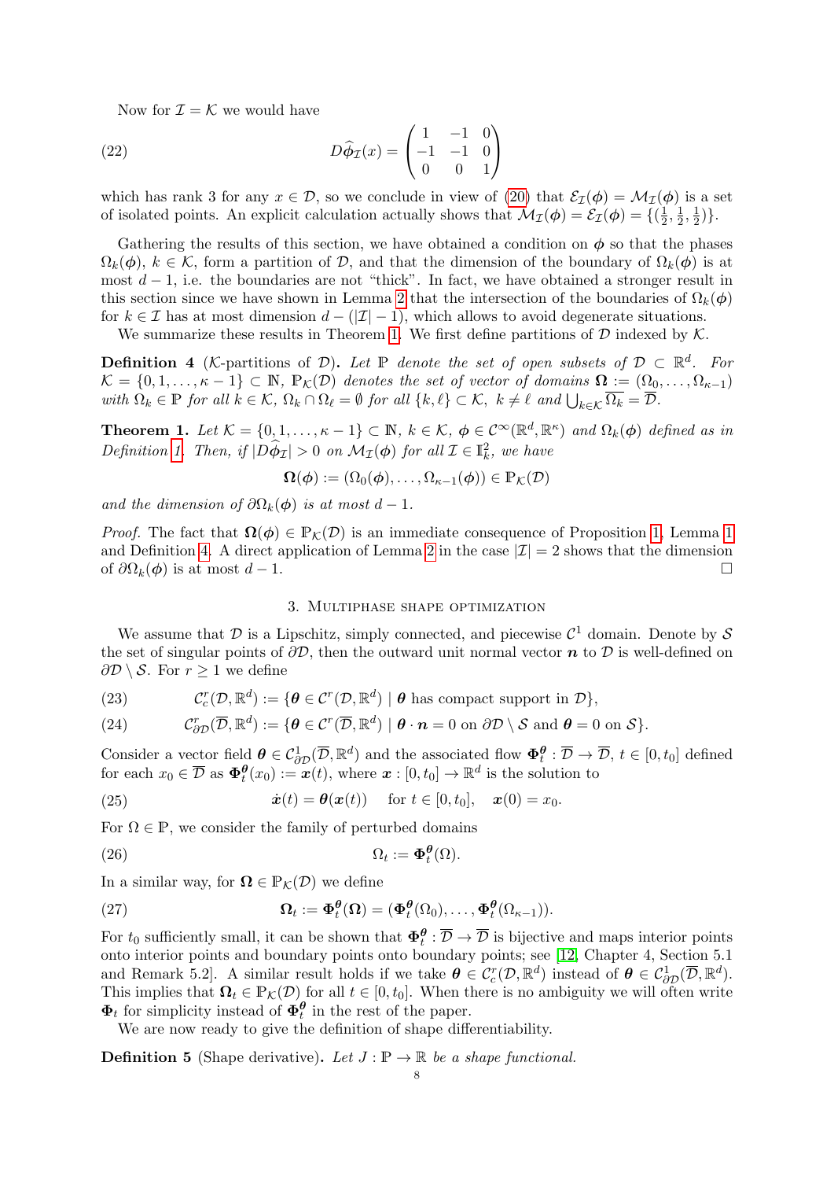Now for $\mathcal{I} = \mathcal{K}$ we would have

$$D\widehat{\phi}_{\mathcal{I}}(x) = \begin{pmatrix} 1 & -1 & 0 \\ -1 & -1 & 0 \\ 0 & 0 & 1 \end{pmatrix} \tag{22}$$

which has rank 3 for any $x \in \mathcal{D}$, so we conclude in view of (20) that $\mathcal{E}_{\mathcal{I}}(\phi) = \mathcal{M}_{\mathcal{I}}(\phi)$ is a set of isolated points. An explicit calculation actually shows that $\mathcal{M}_{\mathcal{I}}(\phi) = \mathcal{E}_{\mathcal{I}}(\phi) = \{(\frac{1}{2}, \frac{1}{2}, \frac{1}{2})\}$.

Gathering the results of this section, we have obtained a condition on $\phi$ so that the phases $\Omega_k(\phi)$, $k \in \mathcal{K}$, form a partition of $\mathcal{D}$, and that the dimension of the boundary of $\Omega_k(\phi)$ is at most $d-1$, i.e. the boundaries are not "thick". In fact, we have obtained a stronger result in this section since we have shown in Lemma 2 that the intersection of the boundaries of $\Omega_k(\phi)$ for $k \in \mathcal{I}$ has at most dimension $d - (|\mathcal{I}| - 1)$, which allows to avoid degenerate situations.

We summarize these results in Theorem 1. We first define partitions of $\mathcal{D}$ indexed by $\mathcal{K}$.

**Definition 4** ($\mathcal{K}$-partitions of $\mathcal{D}$)**.** *Let $\mathbb{P}$ denote the set of open subsets of $\mathcal{D} \subset \mathbb{R}^d$. For $\mathcal{K} = \{0, 1, \ldots, \kappa - 1\} \subset \mathbb{N}$, $\mathbb{P}_{\mathcal{K}}(\mathcal{D})$ denotes the set of vector of domains $\boldsymbol{\Omega} := (\Omega_0, \ldots, \Omega_{\kappa-1})$ with $\Omega_k \in \mathbb{P}$ for all $k \in \mathcal{K}$, $\Omega_k \cap \Omega_\ell = \emptyset$ for all $\{k, \ell\} \subset \mathcal{K}$, $k \neq \ell$ and $\bigcup_{k \in \mathcal{K}} \overline{\Omega_k} = \overline{\mathcal{D}}$.*

**Theorem 1.** *Let $\mathcal{K} = \{0, 1, \ldots, \kappa - 1\} \subset \mathbb{N}$, $k \in \mathcal{K}$, $\phi \in \mathcal{C}^\infty(\mathbb{R}^d, \mathbb{R}^\kappa)$ and $\Omega_k(\phi)$ defined as in Definition 1. Then, if $|D\widehat{\phi}_{\mathcal{I}}| > 0$ on $\mathcal{M}_{\mathcal{I}}(\phi)$ for all $\mathcal{I} \in \mathbb{I}_k^2$, we have*

$$\boldsymbol{\Omega}(\phi) := (\Omega_0(\phi), \ldots, \Omega_{\kappa-1}(\phi)) \in \mathbb{P}_{\mathcal{K}}(\mathcal{D})$$

*and the dimension of $\partial\Omega_k(\phi)$ is at most $d - 1$.*

*Proof.* The fact that $\boldsymbol{\Omega}(\phi) \in \mathbb{P}_{\mathcal{K}}(\mathcal{D})$ is an immediate consequence of Proposition 1, Lemma 1 and Definition 4. A direct application of Lemma 2 in the case $|\mathcal{I}| = 2$ shows that the dimension of $\partial\Omega_k(\phi)$ is at most $d - 1$. $\square$

## 3. Multiphase shape optimization

We assume that $\mathcal{D}$ is a Lipschitz, simply connected, and piecewise $\mathcal{C}^1$ domain. Denote by $\mathcal{S}$ the set of singular points of $\partial\mathcal{D}$, then the outward unit normal vector $\boldsymbol{n}$ to $\mathcal{D}$ is well-defined on $\partial\mathcal{D} \setminus \mathcal{S}$. For $r \geq 1$ we define

$$\mathcal{C}_c^r(\mathcal{D}, \mathbb{R}^d) := \{\boldsymbol{\theta} \in \mathcal{C}^r(\mathcal{D}, \mathbb{R}^d) \mid \boldsymbol{\theta} \text{ has compact support in } \mathcal{D}\}, \tag{23}$$

$$\mathcal{C}_{\partial\mathcal{D}}^r(\overline{\mathcal{D}}, \mathbb{R}^d) := \{\boldsymbol{\theta} \in \mathcal{C}^r(\overline{\mathcal{D}}, \mathbb{R}^d) \mid \boldsymbol{\theta} \cdot \boldsymbol{n} = 0 \text{ on } \partial\mathcal{D} \setminus \mathcal{S} \text{ and } \boldsymbol{\theta} = 0 \text{ on } \mathcal{S}\}. \tag{24}$$

Consider a vector field $\boldsymbol{\theta} \in \mathcal{C}_{\partial\mathcal{D}}^1(\overline{\mathcal{D}}, \mathbb{R}^d)$ and the associated flow $\boldsymbol{\Phi}_t^{\boldsymbol{\theta}} : \overline{\mathcal{D}} \to \overline{\mathcal{D}}$, $t \in [0, t_0]$ defined for each $x_0 \in \overline{\mathcal{D}}$ as $\boldsymbol{\Phi}_t^{\boldsymbol{\theta}}(x_0) := \boldsymbol{x}(t)$, where $\boldsymbol{x} : [0, t_0] \to \mathbb{R}^d$ is the solution to

$$\dot{\boldsymbol{x}}(t) = \boldsymbol{\theta}(\boldsymbol{x}(t)) \quad \text{for } t \in [0, t_0], \quad \boldsymbol{x}(0) = x_0. \tag{25}$$

For $\Omega \in \mathbb{P}$, we consider the family of perturbed domains

$$\Omega_t := \boldsymbol{\Phi}_t^{\boldsymbol{\theta}}(\Omega). \tag{26}$$

In a similar way, for $\boldsymbol{\Omega} \in \mathbb{P}_{\mathcal{K}}(\mathcal{D})$ we define

$$\boldsymbol{\Omega}_t := \boldsymbol{\Phi}_t^{\boldsymbol{\theta}}(\boldsymbol{\Omega}) = (\boldsymbol{\Phi}_t^{\boldsymbol{\theta}}(\Omega_0), \ldots, \boldsymbol{\Phi}_t^{\boldsymbol{\theta}}(\Omega_{\kappa-1})). \tag{27}$$

For $t_0$ sufficiently small, it can be shown that $\boldsymbol{\Phi}_t^{\boldsymbol{\theta}} : \overline{\mathcal{D}} \to \overline{\mathcal{D}}$ is bijective and maps interior points onto interior points and boundary points onto boundary points; see [12, Chapter 4, Section 5.1 and Remark 5.2]. A similar result holds if we take $\boldsymbol{\theta} \in \mathcal{C}_c^r(\mathcal{D}, \mathbb{R}^d)$ instead of $\boldsymbol{\theta} \in \mathcal{C}_{\partial\mathcal{D}}^1(\overline{\mathcal{D}}, \mathbb{R}^d)$. This implies that $\boldsymbol{\Omega}_t \in \mathbb{P}_{\mathcal{K}}(\mathcal{D})$ for all $t \in [0, t_0]$. When there is no ambiguity we will often write $\boldsymbol{\Phi}_t$ for simplicity instead of $\boldsymbol{\Phi}_t^{\boldsymbol{\theta}}$ in the rest of the paper.

We are now ready to give the definition of shape differentiability.

**Definition 5** (Shape derivative)**.** *Let $J : \mathbb{P} \to \mathbb{R}$ be a shape functional.*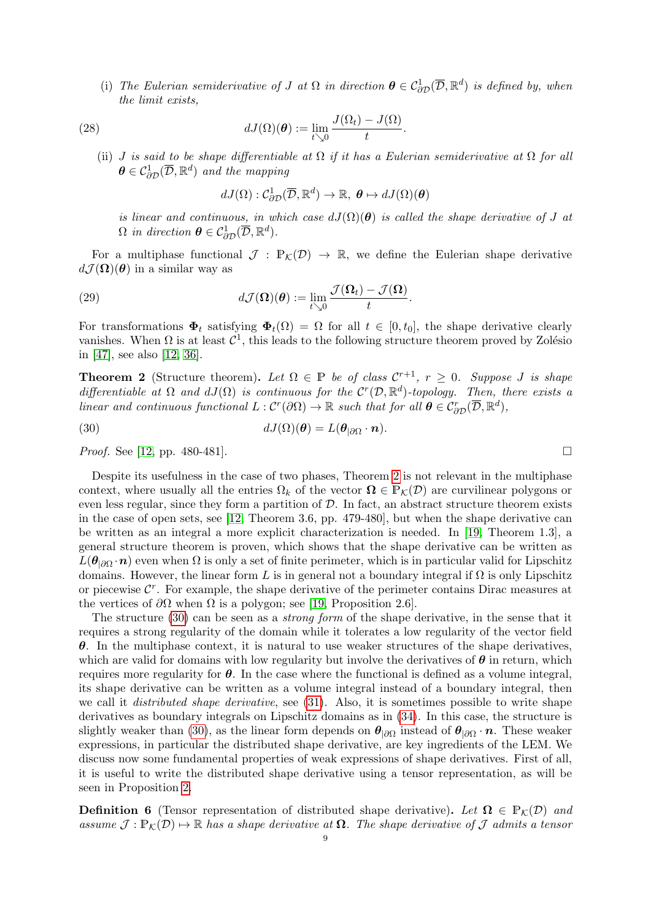(i) *The Eulerian semiderivative of $J$ at $\Omega$ in direction $\boldsymbol{\theta} \in \mathcal{C}^1_{\partial\mathcal{D}}(\overline{\mathcal{D}}, \mathbb{R}^d)$ is defined by, when the limit exists,*

$$dJ(\Omega)(\boldsymbol{\theta}) := \lim_{t \searrow 0} \frac{J(\Omega_t) - J(\Omega)}{t}. \tag{28}$$

(ii) *$J$ is said to be shape differentiable at $\Omega$ if it has a Eulerian semiderivative at $\Omega$ for all $\boldsymbol{\theta} \in \mathcal{C}^1_{\partial\mathcal{D}}(\overline{\mathcal{D}}, \mathbb{R}^d)$ and the mapping*

$$dJ(\Omega) : \mathcal{C}^1_{\partial\mathcal{D}}(\overline{\mathcal{D}}, \mathbb{R}^d) \to \mathbb{R},\ \boldsymbol{\theta} \mapsto dJ(\Omega)(\boldsymbol{\theta})$$

*is linear and continuous, in which case $dJ(\Omega)(\boldsymbol{\theta})$ is called the shape derivative of $J$ at $\Omega$ in direction $\boldsymbol{\theta} \in \mathcal{C}^1_{\partial\mathcal{D}}(\overline{\mathcal{D}}, \mathbb{R}^d)$.*

For a multiphase functional $\mathcal{J} : \mathbb{P}_{\mathcal{K}}(\mathcal{D}) \to \mathbb{R}$, we define the Eulerian shape derivative $d\mathcal{J}(\boldsymbol{\Omega})(\boldsymbol{\theta})$ in a similar way as

$$d\mathcal{J}(\boldsymbol{\Omega})(\boldsymbol{\theta}) := \lim_{t \searrow 0} \frac{\mathcal{J}(\boldsymbol{\Omega}_t) - \mathcal{J}(\boldsymbol{\Omega})}{t}. \tag{29}$$

For transformations $\boldsymbol{\Phi}_t$ satisfying $\boldsymbol{\Phi}_t(\Omega) = \Omega$ for all $t \in [0, t_0]$, the shape derivative clearly vanishes. When $\Omega$ is at least $\mathcal{C}^1$, this leads to the following structure theorem proved by Zolésio in [47], see also [12, 36].

**Theorem 2** (Structure theorem)**.** *Let $\Omega \in \mathbb{P}$ be of class $\mathcal{C}^{r+1}$, $r \geq 0$. Suppose $J$ is shape differentiable at $\Omega$ and $dJ(\Omega)$ is continuous for the $\mathcal{C}^r(\mathcal{D}, \mathbb{R}^d)$-topology. Then, there exists a linear and continuous functional $L : \mathcal{C}^r(\partial\Omega) \to \mathbb{R}$ such that for all $\boldsymbol{\theta} \in \mathcal{C}^r_{\partial\mathcal{D}}(\overline{\mathcal{D}}, \mathbb{R}^d)$,*

$$dJ(\Omega)(\boldsymbol{\theta}) = L(\boldsymbol{\theta}_{|\partial\Omega} \cdot \boldsymbol{n}). \tag{30}$$

*Proof.* See [12, pp. 480-481]. □

Despite its usefulness in the case of two phases, Theorem 2 is not relevant in the multiphase context, where usually all the entries $\Omega_k$ of the vector $\boldsymbol{\Omega} \in \mathbb{P}_{\mathcal{K}}(\mathcal{D})$ are curvilinear polygons or even less regular, since they form a partition of $\mathcal{D}$. In fact, an abstract structure theorem exists in the case of open sets, see [12, Theorem 3.6, pp. 479-480], but when the shape derivative can be written as an integral a more explicit characterization is needed. In [19, Theorem 1.3], a general structure theorem is proven, which shows that the shape derivative can be written as $L(\boldsymbol{\theta}_{|\partial\Omega} \cdot \boldsymbol{n})$ even when $\Omega$ is only a set of finite perimeter, which is in particular valid for Lipschitz domains. However, the linear form $L$ is in general not a boundary integral if $\Omega$ is only Lipschitz or piecewise $\mathcal{C}^r$. For example, the shape derivative of the perimeter contains Dirac measures at the vertices of $\partial\Omega$ when $\Omega$ is a polygon; see [19, Proposition 2.6].

The structure (30) can be seen as a *strong form* of the shape derivative, in the sense that it requires a strong regularity of the domain while it tolerates a low regularity of the vector field $\boldsymbol{\theta}$. In the multiphase context, it is natural to use weaker structures of the shape derivatives, which are valid for domains with low regularity but involve the derivatives of $\boldsymbol{\theta}$ in return, which requires more regularity for $\boldsymbol{\theta}$. In the case where the functional is defined as a volume integral, its shape derivative can be written as a volume integral instead of a boundary integral, then we call it *distributed shape derivative*, see (31). Also, it is sometimes possible to write shape derivatives as boundary integrals on Lipschitz domains as in (34). In this case, the structure is slightly weaker than (30), as the linear form depends on $\boldsymbol{\theta}_{|\partial\Omega}$ instead of $\boldsymbol{\theta}_{|\partial\Omega} \cdot \boldsymbol{n}$. These weaker expressions, in particular the distributed shape derivative, are key ingredients of the LEM. We discuss now some fundamental properties of weak expressions of shape derivatives. First of all, it is useful to write the distributed shape derivative using a tensor representation, as will be seen in Proposition 2.

**Definition 6** (Tensor representation of distributed shape derivative)**.** *Let $\boldsymbol{\Omega} \in \mathbb{P}_{\mathcal{K}}(\mathcal{D})$ and assume $\mathcal{J} : \mathbb{P}_{\mathcal{K}}(\mathcal{D}) \mapsto \mathbb{R}$ has a shape derivative at $\boldsymbol{\Omega}$. The shape derivative of $\mathcal{J}$ admits a tensor*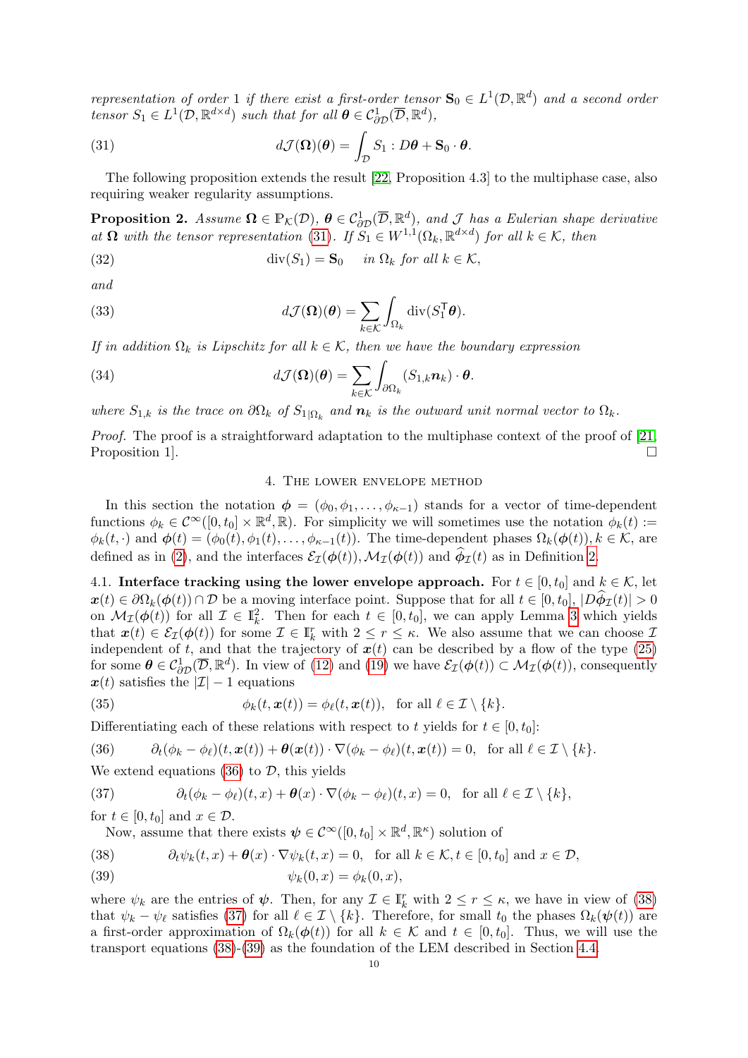*representation of order* 1 *if there exist a first-order tensor* $\mathbf{S}_0 \in L^1(\mathcal{D}, \mathbb{R}^d)$ *and a second order tensor* $S_1 \in L^1(\mathcal{D}, \mathbb{R}^{d\times d})$ *such that for all* $\boldsymbol{\theta} \in \mathcal{C}^1_{\partial\mathcal{D}}(\overline{\mathcal{D}}, \mathbb{R}^d)$*,*

$$d\mathcal{J}(\boldsymbol{\Omega})(\boldsymbol{\theta}) = \int_{\mathcal{D}} S_1 : D\boldsymbol{\theta} + \mathbf{S}_0 \cdot \boldsymbol{\theta}. \tag{31}$$

The following proposition extends the result [22, Proposition 4.3] to the multiphase case, also requiring weaker regularity assumptions.

**Proposition 2.** *Assume* $\boldsymbol{\Omega} \in \mathbb{P}_{\mathcal{K}}(\mathcal{D})$*,* $\boldsymbol{\theta} \in \mathcal{C}^1_{\partial\mathcal{D}}(\overline{\mathcal{D}}, \mathbb{R}^d)$*, and* $\mathcal{J}$ *has a Eulerian shape derivative at* $\boldsymbol{\Omega}$ *with the tensor representation* (31)*. If* $S_1 \in W^{1,1}(\Omega_k, \mathbb{R}^{d\times d})$ *for all* $k \in \mathcal{K}$*, then*

$$\operatorname{div}(S_1) = \mathbf{S}_0 \quad \text{in } \Omega_k \text{ for all } k \in \mathcal{K}, \tag{32}$$

*and*

$$d\mathcal{J}(\boldsymbol{\Omega})(\boldsymbol{\theta}) = \sum_{k\in\mathcal{K}} \int_{\Omega_k} \operatorname{div}(S_1^\mathsf{T}\boldsymbol{\theta}). \tag{33}$$

*If in addition* $\Omega_k$ *is Lipschitz for all* $k \in \mathcal{K}$*, then we have the boundary expression*

$$d\mathcal{J}(\boldsymbol{\Omega})(\boldsymbol{\theta}) = \sum_{k\in\mathcal{K}} \int_{\partial\Omega_k} (S_{1,k}\boldsymbol{n}_k) \cdot \boldsymbol{\theta}. \tag{34}$$

*where* $S_{1,k}$ *is the trace on* $\partial\Omega_k$ *of* $S_{1|\Omega_k}$ *and* $\boldsymbol{n}_k$ *is the outward unit normal vector to* $\Omega_k$*.*

*Proof.* The proof is a straightforward adaptation to the multiphase context of the proof of [21, Proposition 1]. □

## 4. The lower envelope method

In this section the notation $\boldsymbol{\phi} = (\phi_0, \phi_1, \dots, \phi_{\kappa-1})$ stands for a vector of time-dependent functions $\phi_k \in \mathcal{C}^\infty([0, t_0] \times \mathbb{R}^d, \mathbb{R})$. For simplicity we will sometimes use the notation $\phi_k(t) := \phi_k(t, \cdot)$ and $\boldsymbol{\phi}(t) = (\phi_0(t), \phi_1(t), \dots, \phi_{\kappa-1}(t))$. The time-dependent phases $\Omega_k(\boldsymbol{\phi}(t)), k \in \mathcal{K}$, are defined as in (2), and the interfaces $\mathcal{E}_{\mathcal{I}}(\boldsymbol{\phi}(t)), \mathcal{M}_{\mathcal{I}}(\boldsymbol{\phi}(t))$ and $\widehat{\boldsymbol{\phi}}_{\mathcal{I}}(t)$ as in Definition 2.

**4.1. Interface tracking using the lower envelope approach.** For $t \in [0, t_0]$ and $k \in \mathcal{K}$, let $\boldsymbol{x}(t) \in \partial\Omega_k(\boldsymbol{\phi}(t)) \cap \mathcal{D}$ be a moving interface point. Suppose that for all $t \in [0, t_0]$, $|D\widehat{\boldsymbol{\phi}}_{\mathcal{I}}(t)| > 0$ on $\mathcal{M}_{\mathcal{I}}(\boldsymbol{\phi}(t))$ for all $\mathcal{I} \in \mathbb{I}^2_k$. Then for each $t \in [0, t_0]$, we can apply Lemma 3 which yields that $\boldsymbol{x}(t) \in \mathcal{E}_{\mathcal{I}}(\boldsymbol{\phi}(t))$ for some $\mathcal{I} \in \mathbb{I}^r_k$ with $2 \le r \le \kappa$. We also assume that we can choose $\mathcal{I}$ independent of $t$, and that the trajectory of $\boldsymbol{x}(t)$ can be described by a flow of the type (25) for some $\boldsymbol{\theta} \in \mathcal{C}^1_{\partial\mathcal{D}}(\overline{\mathcal{D}}, \mathbb{R}^d)$. In view of (12) and (19) we have $\mathcal{E}_{\mathcal{I}}(\boldsymbol{\phi}(t)) \subset \mathcal{M}_{\mathcal{I}}(\boldsymbol{\phi}(t))$, consequently $\boldsymbol{x}(t)$ satisfies the $|\mathcal{I}| - 1$ equations

$$\phi_k(t, \boldsymbol{x}(t)) = \phi_\ell(t, \boldsymbol{x}(t)), \quad \text{for all } \ell \in \mathcal{I} \setminus \{k\}. \tag{35}$$

Differentiating each of these relations with respect to $t$ yields for $t \in [0, t_0]$:

$$\partial_t(\phi_k - \phi_\ell)(t, \boldsymbol{x}(t)) + \boldsymbol{\theta}(\boldsymbol{x}(t)) \cdot \nabla(\phi_k - \phi_\ell)(t, \boldsymbol{x}(t)) = 0, \quad \text{for all } \ell \in \mathcal{I} \setminus \{k\}. \tag{36}$$

We extend equations (36) to $\mathcal{D}$, this yields

$$\partial_t(\phi_k - \phi_\ell)(t, x) + \boldsymbol{\theta}(x) \cdot \nabla(\phi_k - \phi_\ell)(t, x) = 0, \quad \text{for all } \ell \in \mathcal{I} \setminus \{k\}, \tag{37}$$

for $t \in [0, t_0]$ and $x \in \mathcal{D}$.

Now, assume that there exists $\boldsymbol{\psi} \in \mathcal{C}^\infty([0, t_0] \times \mathbb{R}^d, \mathbb{R}^\kappa)$ solution of

$$\partial_t\psi_k(t, x) + \boldsymbol{\theta}(x) \cdot \nabla\psi_k(t, x) = 0, \quad \text{for all } k \in \mathcal{K}, t \in [0, t_0] \text{ and } x \in \mathcal{D}, \tag{38}$$

$$\psi_k(0, x) = \phi_k(0, x), \tag{39}$$

where $\psi_k$ are the entries of $\boldsymbol{\psi}$. Then, for any $\mathcal{I} \in \mathbb{I}^r_k$ with $2 \le r \le \kappa$, we have in view of (38) that $\psi_k - \psi_\ell$ satisfies (37) for all $\ell \in \mathcal{I} \setminus \{k\}$. Therefore, for small $t_0$ the phases $\Omega_k(\boldsymbol{\psi}(t))$ are a first-order approximation of $\Omega_k(\boldsymbol{\phi}(t))$ for all $k \in \mathcal{K}$ and $t \in [0, t_0]$. Thus, we will use the transport equations (38)-(39) as the foundation of the LEM described in Section 4.4.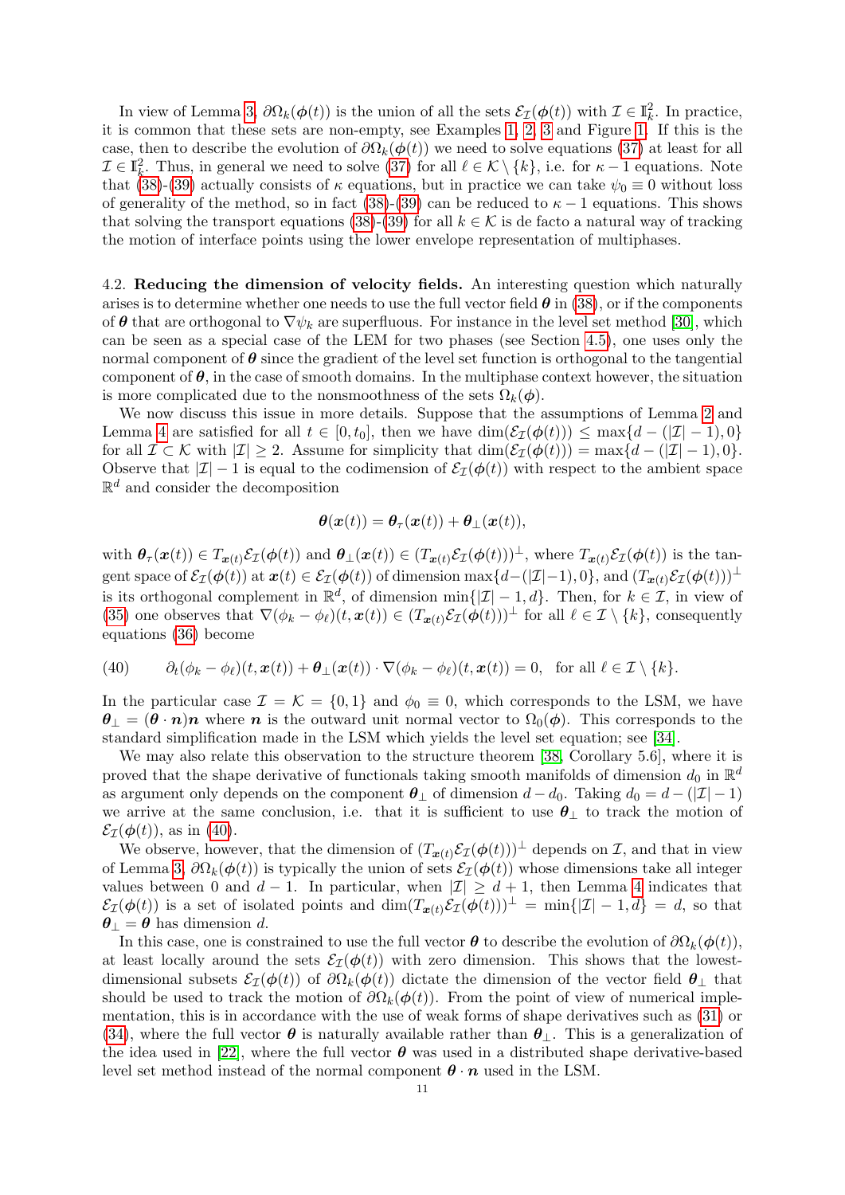In view of Lemma 3, $\partial\Omega_k(\boldsymbol{\phi}(t))$ is the union of all the sets $\mathcal{E}_{\mathcal{I}}(\boldsymbol{\phi}(t))$ with $\mathcal{I} \in \mathbb{I}_k^2$. In practice, it is common that these sets are non-empty, see Examples 1, 2, 3 and Figure 1. If this is the case, then to describe the evolution of $\partial\Omega_k(\boldsymbol{\phi}(t))$ we need to solve equations (37) at least for all $\mathcal{I} \in \mathbb{I}_k^2$. Thus, in general we need to solve (37) for all $\ell \in \mathcal{K} \setminus \{k\}$, i.e. for $\kappa - 1$ equations. Note that (38)-(39) actually consists of $\kappa$ equations, but in practice we can take $\psi_0 \equiv 0$ without loss of generality of the method, so in fact (38)-(39) can be reduced to $\kappa - 1$ equations. This shows that solving the transport equations (38)-(39) for all $k \in \mathcal{K}$ is de facto a natural way of tracking the motion of interface points using the lower envelope representation of multiphases.

4.2. **Reducing the dimension of velocity fields.** An interesting question which naturally arises is to determine whether one needs to use the full vector field $\boldsymbol{\theta}$ in (38), or if the components of $\boldsymbol{\theta}$ that are orthogonal to $\nabla\psi_k$ are superfluous. For instance in the level set method [30], which can be seen as a special case of the LEM for two phases (see Section 4.5), one uses only the normal component of $\boldsymbol{\theta}$ since the gradient of the level set function is orthogonal to the tangential component of $\boldsymbol{\theta}$, in the case of smooth domains. In the multiphase context however, the situation is more complicated due to the nonsmoothness of the sets $\Omega_k(\boldsymbol{\phi})$.

We now discuss this issue in more details. Suppose that the assumptions of Lemma 2 and Lemma 4 are satisfied for all $t \in [0, t_0]$, then we have $\dim(\mathcal{E}_{\mathcal{I}}(\boldsymbol{\phi}(t))) \leq \max\{d - (|\mathcal{I}| - 1), 0\}$ for all $\mathcal{I} \subset \mathcal{K}$ with $|\mathcal{I}| \geq 2$. Assume for simplicity that $\dim(\mathcal{E}_{\mathcal{I}}(\boldsymbol{\phi}(t))) = \max\{d - (|\mathcal{I}| - 1), 0\}$. Observe that $|\mathcal{I}| - 1$ is equal to the codimension of $\mathcal{E}_{\mathcal{I}}(\boldsymbol{\phi}(t))$ with respect to the ambient space $\mathbb{R}^d$ and consider the decomposition

$$\boldsymbol{\theta}(\boldsymbol{x}(t)) = \boldsymbol{\theta}_\tau(\boldsymbol{x}(t)) + \boldsymbol{\theta}_\perp(\boldsymbol{x}(t)),$$

with $\boldsymbol{\theta}_\tau(\boldsymbol{x}(t)) \in T_{\boldsymbol{x}(t)}\mathcal{E}_{\mathcal{I}}(\boldsymbol{\phi}(t))$ and $\boldsymbol{\theta}_\perp(\boldsymbol{x}(t)) \in (T_{\boldsymbol{x}(t)}\mathcal{E}_{\mathcal{I}}(\boldsymbol{\phi}(t)))^\perp$, where $T_{\boldsymbol{x}(t)}\mathcal{E}_{\mathcal{I}}(\boldsymbol{\phi}(t))$ is the tangent space of $\mathcal{E}_{\mathcal{I}}(\boldsymbol{\phi}(t))$ at $\boldsymbol{x}(t) \in \mathcal{E}_{\mathcal{I}}(\boldsymbol{\phi}(t))$ of dimension $\max\{d - (|\mathcal{I}| - 1), 0\}$, and $(T_{\boldsymbol{x}(t)}\mathcal{E}_{\mathcal{I}}(\boldsymbol{\phi}(t)))^\perp$ is its orthogonal complement in $\mathbb{R}^d$, of dimension $\min\{|\mathcal{I}| - 1, d\}$. Then, for $k \in \mathcal{I}$, in view of (35) one observes that $\nabla(\phi_k - \phi_\ell)(t, \boldsymbol{x}(t)) \in (T_{\boldsymbol{x}(t)}\mathcal{E}_{\mathcal{I}}(\boldsymbol{\phi}(t)))^\perp$ for all $\ell \in \mathcal{I} \setminus \{k\}$, consequently equations (36) become

$$\partial_t(\phi_k - \phi_\ell)(t, \boldsymbol{x}(t)) + \boldsymbol{\theta}_\perp(\boldsymbol{x}(t)) \cdot \nabla(\phi_k - \phi_\ell)(t, \boldsymbol{x}(t)) = 0, \quad \text{for all } \ell \in \mathcal{I} \setminus \{k\}. \tag{40}$$

In the particular case $\mathcal{I} = \mathcal{K} = \{0, 1\}$ and $\phi_0 \equiv 0$, which corresponds to the LSM, we have $\boldsymbol{\theta}_\perp = (\boldsymbol{\theta} \cdot \boldsymbol{n})\boldsymbol{n}$ where $\boldsymbol{n}$ is the outward unit normal vector to $\Omega_0(\boldsymbol{\phi})$. This corresponds to the standard simplification made in the LSM which yields the level set equation; see [34].

We may also relate this observation to the structure theorem [38, Corollary 5.6], where it is proved that the shape derivative of functionals taking smooth manifolds of dimension $d_0$ in $\mathbb{R}^d$ as argument only depends on the component $\boldsymbol{\theta}_\perp$ of dimension $d - d_0$. Taking $d_0 = d - (|\mathcal{I}| - 1)$ we arrive at the same conclusion, i.e. that it is sufficient to use $\boldsymbol{\theta}_\perp$ to track the motion of $\mathcal{E}_{\mathcal{I}}(\boldsymbol{\phi}(t))$, as in (40).

We observe, however, that the dimension of $(T_{\boldsymbol{x}(t)}\mathcal{E}_{\mathcal{I}}(\boldsymbol{\phi}(t)))^\perp$ depends on $\mathcal{I}$, and that in view of Lemma 3, $\partial\Omega_k(\boldsymbol{\phi}(t))$ is typically the union of sets $\mathcal{E}_{\mathcal{I}}(\boldsymbol{\phi}(t))$ whose dimensions take all integer values between 0 and $d - 1$. In particular, when $|\mathcal{I}| \geq d + 1$, then Lemma 4 indicates that $\mathcal{E}_{\mathcal{I}}(\boldsymbol{\phi}(t))$ is a set of isolated points and $\dim(T_{\boldsymbol{x}(t)}\mathcal{E}_{\mathcal{I}}(\boldsymbol{\phi}(t)))^\perp = \min\{|\mathcal{I}| - 1, d\} = d$, so that $\boldsymbol{\theta}_\perp = \boldsymbol{\theta}$ has dimension $d$.

In this case, one is constrained to use the full vector $\boldsymbol{\theta}$ to describe the evolution of $\partial\Omega_k(\boldsymbol{\phi}(t))$, at least locally around the sets $\mathcal{E}_{\mathcal{I}}(\boldsymbol{\phi}(t))$ with zero dimension. This shows that the lowest-dimensional subsets $\mathcal{E}_{\mathcal{I}}(\boldsymbol{\phi}(t))$ of $\partial\Omega_k(\boldsymbol{\phi}(t))$ dictate the dimension of the vector field $\boldsymbol{\theta}_\perp$ that should be used to track the motion of $\partial\Omega_k(\boldsymbol{\phi}(t))$. From the point of view of numerical implementation, this is in accordance with the use of weak forms of shape derivatives such as (31) or (34), where the full vector $\boldsymbol{\theta}$ is naturally available rather than $\boldsymbol{\theta}_\perp$. This is a generalization of the idea used in [22], where the full vector $\boldsymbol{\theta}$ was used in a distributed shape derivative-based level set method instead of the normal component $\boldsymbol{\theta} \cdot \boldsymbol{n}$ used in the LSM.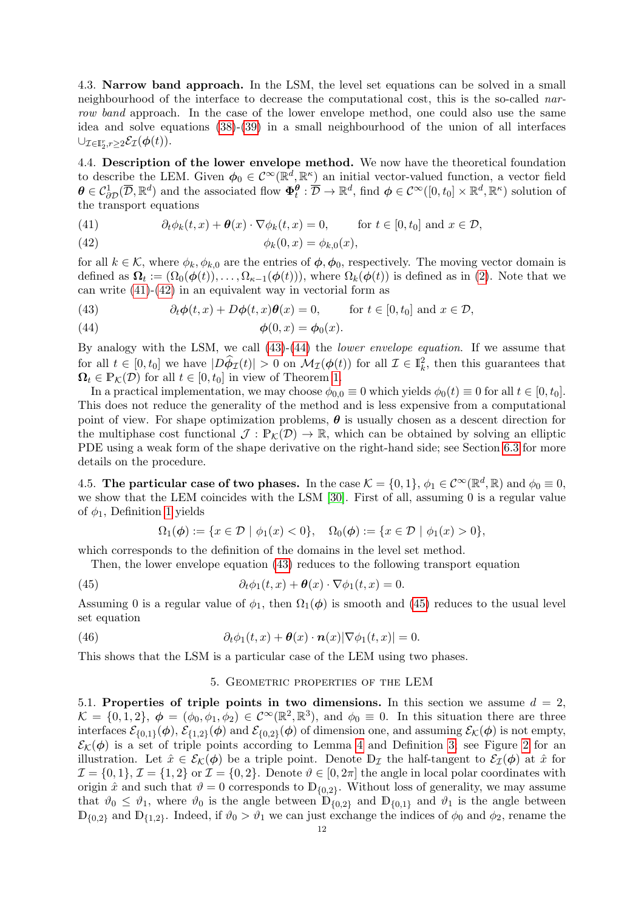4.3. **Narrow band approach.** In the LSM, the level set equations can be solved in a small neighbourhood of the interface to decrease the computational cost, this is the so-called *narrow band* approach. In the case of the lower envelope method, one could also use the same idea and solve equations (38)-(39) in a small neighbourhood of the union of all interfaces $\cup_{\mathcal{I}\in\mathbb{I}_2^r, r\geq 2}\mathcal{E}_{\mathcal{I}}(\boldsymbol{\phi}(t))$.

4.4. **Description of the lower envelope method.** We now have the theoretical foundation to describe the LEM. Given $\boldsymbol{\phi}_0 \in \mathcal{C}^\infty(\mathbb{R}^d, \mathbb{R}^\kappa)$ an initial vector-valued function, a vector field $\boldsymbol{\theta} \in \mathcal{C}^1_{\partial\mathcal{D}}(\overline{\mathcal{D}}, \mathbb{R}^d)$ and the associated flow $\boldsymbol{\Phi}_t^{\boldsymbol{\theta}} : \overline{\mathcal{D}} \to \mathbb{R}^d$, find $\boldsymbol{\phi} \in \mathcal{C}^\infty([0, t_0] \times \mathbb{R}^d, \mathbb{R}^\kappa)$ solution of the transport equations

$$\partial_t \phi_k(t, x) + \boldsymbol{\theta}(x) \cdot \nabla \phi_k(t, x) = 0, \qquad \text{for } t \in [0, t_0] \text{ and } x \in \mathcal{D}, \tag{41}$$

$$\phi_k(0, x) = \phi_{k,0}(x), \tag{42}$$

for all $k \in \mathcal{K}$, where $\phi_k, \phi_{k,0}$ are the entries of $\boldsymbol{\phi}, \boldsymbol{\phi}_0$, respectively. The moving vector domain is defined as $\boldsymbol{\Omega}_t := (\Omega_0(\boldsymbol{\phi}(t)), \dots, \Omega_{\kappa-1}(\boldsymbol{\phi}(t)))$, where $\Omega_k(\boldsymbol{\phi}(t))$ is defined as in (2). Note that we can write (41)-(42) in an equivalent way in vectorial form as

$$\partial_t \boldsymbol{\phi}(t, x) + D\boldsymbol{\phi}(t, x)\boldsymbol{\theta}(x) = 0, \qquad \text{for } t \in [0, t_0] \text{ and } x \in \mathcal{D}, \tag{43}$$

$$\boldsymbol{\phi}(0, x) = \boldsymbol{\phi}_0(x). \tag{44}$$

By analogy with the LSM, we call (43)-(44) the *lower envelope equation*. If we assume that for all $t \in [0, t_0]$ we have $|D\widehat{\boldsymbol{\phi}}_{\mathcal{I}}(t)| > 0$ on $\mathcal{M}_{\mathcal{I}}(\boldsymbol{\phi}(t))$ for all $\mathcal{I} \in \mathbb{I}_k^2$, then this guarantees that $\boldsymbol{\Omega}_t \in \mathbb{P}_{\mathcal{K}}(\mathcal{D})$ for all $t \in [0, t_0]$ in view of Theorem 1.

In a practical implementation, we may choose $\phi_{0,0} \equiv 0$ which yields $\phi_0(t) \equiv 0$ for all $t \in [0, t_0]$. This does not reduce the generality of the method and is less expensive from a computational point of view. For shape optimization problems, $\boldsymbol{\theta}$ is usually chosen as a descent direction for the multiphase cost functional $\mathcal{J} : \mathbb{P}_{\mathcal{K}}(\mathcal{D}) \to \mathbb{R}$, which can be obtained by solving an elliptic PDE using a weak form of the shape derivative on the right-hand side; see Section 6.3 for more details on the procedure.

4.5. **The particular case of two phases.** In the case $\mathcal{K} = \{0, 1\}$, $\phi_1 \in \mathcal{C}^\infty(\mathbb{R}^d, \mathbb{R})$ and $\phi_0 \equiv 0$, we show that the LEM coincides with the LSM [30]. First of all, assuming 0 is a regular value of $\phi_1$, Definition 1 yields

$$\Omega_1(\boldsymbol{\phi}) := \{x \in \mathcal{D} \mid \phi_1(x) < 0\}, \quad \Omega_0(\boldsymbol{\phi}) := \{x \in \mathcal{D} \mid \phi_1(x) > 0\},$$

which corresponds to the definition of the domains in the level set method.

Then, the lower envelope equation (43) reduces to the following transport equation

$$\partial_t \phi_1(t, x) + \boldsymbol{\theta}(x) \cdot \nabla \phi_1(t, x) = 0. \tag{45}$$

Assuming 0 is a regular value of $\phi_1$, then $\Omega_1(\boldsymbol{\phi})$ is smooth and (45) reduces to the usual level set equation

$$\partial_t \phi_1(t, x) + \boldsymbol{\theta}(x) \cdot \boldsymbol{n}(x)|\nabla \phi_1(t, x)| = 0. \tag{46}$$

This shows that the LSM is a particular case of the LEM using two phases.

## 5. Geometric properties of the LEM

5.1. **Properties of triple points in two dimensions.** In this section we assume $d = 2$, $\mathcal{K} = \{0, 1, 2\}$, $\boldsymbol{\phi} = (\phi_0, \phi_1, \phi_2) \in \mathcal{C}^\infty(\mathbb{R}^2, \mathbb{R}^3)$, and $\phi_0 \equiv 0$. In this situation there are three interfaces $\mathcal{E}_{\{0,1\}}(\boldsymbol{\phi})$, $\mathcal{E}_{\{1,2\}}(\boldsymbol{\phi})$ and $\mathcal{E}_{\{0,2\}}(\boldsymbol{\phi})$ of dimension one, and assuming $\mathcal{E}_{\mathcal{K}}(\boldsymbol{\phi})$ is not empty, $\mathcal{E}_{\mathcal{K}}(\boldsymbol{\phi})$ is a set of triple points according to Lemma 4 and Definition 3, see Figure 2 for an illustration. Let $\hat{x} \in \mathcal{E}_{\mathcal{K}}(\boldsymbol{\phi})$ be a triple point. Denote $\mathbb{D}_{\mathcal{I}}$ the half-tangent to $\mathcal{E}_{\mathcal{I}}(\boldsymbol{\phi})$ at $\hat{x}$ for $\mathcal{I} = \{0, 1\}$, $\mathcal{I} = \{1, 2\}$ or $\mathcal{I} = \{0, 2\}$. Denote $\vartheta \in [0, 2\pi]$ the angle in local polar coordinates with origin $\hat{x}$ and such that $\vartheta = 0$ corresponds to $\mathbb{D}_{\{0,2\}}$. Without loss of generality, we may assume that $\vartheta_0 \leq \vartheta_1$, where $\vartheta_0$ is the angle between $\mathbb{D}_{\{0,2\}}$ and $\mathbb{D}_{\{0,1\}}$ and $\vartheta_1$ is the angle between $\mathbb{D}_{\{0,2\}}$ and $\mathbb{D}_{\{1,2\}}$. Indeed, if $\vartheta_0 > \vartheta_1$ we can just exchange the indices of $\phi_0$ and $\phi_2$, rename the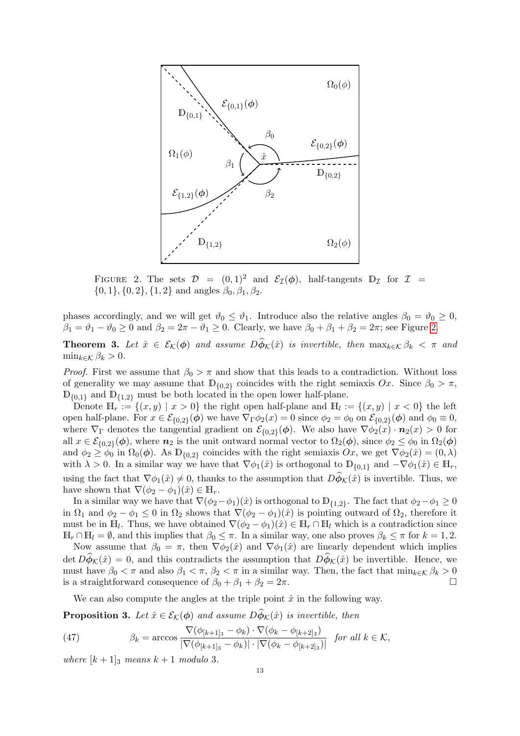FIGURE 2. The sets $\mathcal{D} = (0,1)^2$ and $\mathcal{E}_{\mathcal{I}}(\boldsymbol{\phi})$, half-tangents $\mathbb{D}_{\mathcal{I}}$ for $\mathcal{I} = \{0,1\}, \{0,2\}, \{1,2\}$ and angles $\beta_0, \beta_1, \beta_2$.

phases accordingly, and we will get $\vartheta_0 \le \vartheta_1$. Introduce also the relative angles $\beta_0 = \vartheta_0 \ge 0$, $\beta_1 = \vartheta_1 - \vartheta_0 \ge 0$ and $\beta_2 = 2\pi - \vartheta_1 \ge 0$. Clearly, we have $\beta_0 + \beta_1 + \beta_2 = 2\pi$; see Figure 2.

**Theorem 3.** *Let $\hat{x} \in \mathcal{E}_{\mathcal{K}}(\boldsymbol{\phi})$ and assume $D\widehat{\boldsymbol{\phi}}_{\mathcal{K}}(\hat{x})$ is invertible, then $\max_{k\in\mathcal{K}} \beta_k < \pi$ and $\min_{k\in\mathcal{K}} \beta_k > 0$.*

*Proof.* First we assume that $\beta_0 > \pi$ and show that this leads to a contradiction. Without loss of generality we may assume that $\mathbb{D}_{\{0,2\}}$ coincides with the right semiaxis $Ox$. Since $\beta_0 > \pi$, $\mathbb{D}_{\{0,1\}}$ and $\mathbb{D}_{\{1,2\}}$ must be both located in the open lower half-plane.

Denote $\mathbb{H}_r := \{(x,y) \mid x > 0\}$ the right open half-plane and $\mathbb{H}_l := \{(x,y) \mid x < 0\}$ the left open half-plane. For $x \in \mathcal{E}_{\{0,2\}}(\boldsymbol{\phi})$ we have $\nabla_\Gamma \phi_2(x) = 0$ since $\phi_2 = \phi_0$ on $\mathcal{E}_{\{0,2\}}(\boldsymbol{\phi})$ and $\phi_0 \equiv 0$, where $\nabla_\Gamma$ denotes the tangential gradient on $\mathcal{E}_{\{0,2\}}(\boldsymbol{\phi})$. We also have $\nabla\phi_2(x) \cdot \boldsymbol{n}_2(x) > 0$ for all $x \in \mathcal{E}_{\{0,2\}}(\boldsymbol{\phi})$, where $\boldsymbol{n}_2$ is the unit outward normal vector to $\Omega_2(\boldsymbol{\phi})$, since $\phi_2 \le \phi_0$ in $\Omega_2(\boldsymbol{\phi})$ and $\phi_2 \ge \phi_0$ in $\Omega_0(\boldsymbol{\phi})$. As $\mathbb{D}_{\{0,2\}}$ coincides with the right semiaxis $Ox$, we get $\nabla\phi_2(\hat{x}) = (0,\lambda)$ with $\lambda > 0$. In a similar way we have that $\nabla\phi_1(\hat{x})$ is orthogonal to $\mathbb{D}_{\{0,1\}}$ and $-\nabla\phi_1(\hat{x}) \in \mathbb{H}_r$, using the fact that $\nabla\phi_1(\hat{x}) \neq 0$, thanks to the assumption that $D\widehat{\boldsymbol{\phi}}_{\mathcal{K}}(\hat{x})$ is invertible. Thus, we have shown that $\nabla(\phi_2 - \phi_1)(\hat{x}) \in \mathbb{H}_r$.

In a similar way we have that $\nabla(\phi_2 - \phi_1)(\hat{x})$ is orthogonal to $\mathbb{D}_{\{1,2\}}$. The fact that $\phi_2 - \phi_1 \ge 0$ in $\Omega_1$ and $\phi_2 - \phi_1 \le 0$ in $\Omega_2$ shows that $\nabla(\phi_2 - \phi_1)(\hat{x})$ is pointing outward of $\Omega_2$, therefore it must be in $\mathbb{H}_l$. Thus, we have obtained $\nabla(\phi_2 - \phi_1)(\hat{x}) \in \mathbb{H}_r \cap \mathbb{H}_l$ which is a contradiction since $\mathbb{H}_r \cap \mathbb{H}_l = \emptyset$, and this implies that $\beta_0 \le \pi$. In a similar way, one also proves $\beta_k \le \pi$ for $k = 1, 2$.

Now assume that $\beta_0 = \pi$, then $\nabla\phi_2(\hat{x})$ and $\nabla\phi_1(\hat{x})$ are linearly dependent which implies $\det D\widehat{\boldsymbol{\phi}}_{\mathcal{K}}(\hat{x}) = 0$, and this contradicts the assumption that $D\widehat{\boldsymbol{\phi}}_{\mathcal{K}}(\hat{x})$ be invertible. Hence, we must have $\beta_0 < \pi$ and also $\beta_1 < \pi$, $\beta_2 < \pi$ in a similar way. Then, the fact that $\min_{k\in\mathcal{K}} \beta_k > 0$ is a straightforward consequence of $\beta_0 + \beta_1 + \beta_2 = 2\pi$. $\square$

We can also compute the angles at the triple point $\hat{x}$ in the following way.

**Proposition 3.** *Let $\hat{x} \in \mathcal{E}_{\mathcal{K}}(\boldsymbol{\phi})$ and assume $D\widehat{\boldsymbol{\phi}}_{\mathcal{K}}(\hat{x})$ is invertible, then*

$$\beta_k = \arccos \frac{\nabla(\phi_{[k+1]_3} - \phi_k) \cdot \nabla(\phi_k - \phi_{[k+2]_3})}{|\nabla(\phi_{[k+1]_3} - \phi_k)| \cdot |\nabla(\phi_k - \phi_{[k+2]_3})|} \quad \text{for all } k \in \mathcal{K}, \tag{47}$$

*where $[k+1]_3$ means $k+1$ modulo 3.*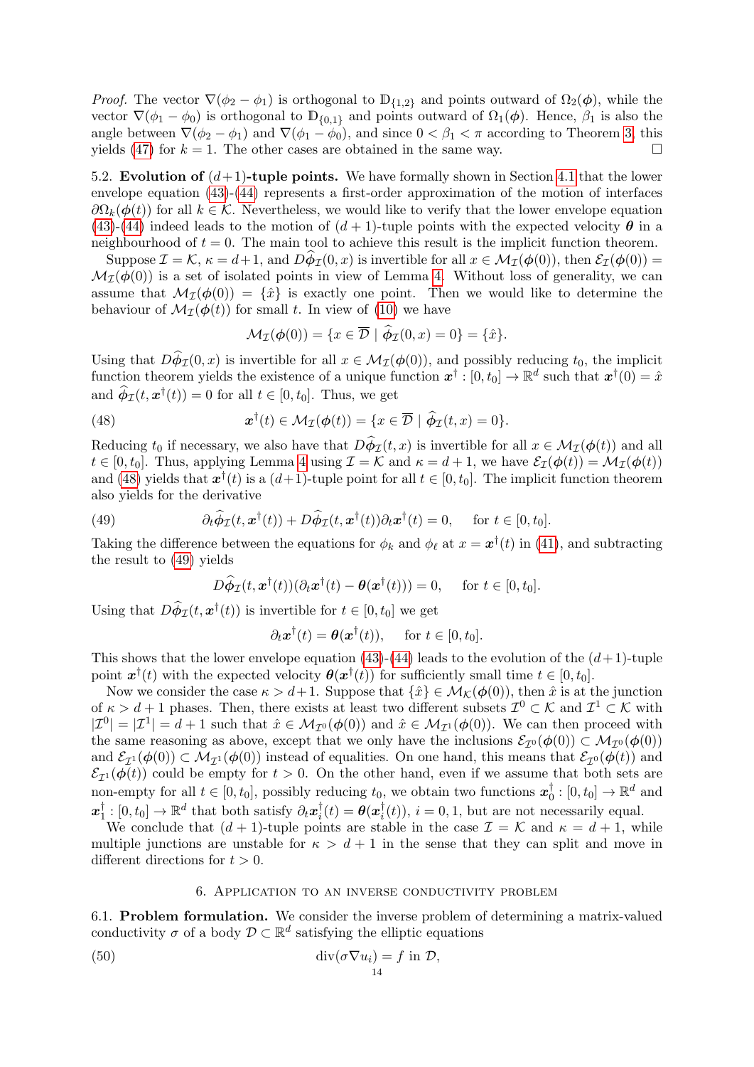*Proof.* The vector $\nabla(\phi_2 - \phi_1)$ is orthogonal to $\mathbb{D}_{\{1,2\}}$ and points outward of $\Omega_2(\boldsymbol{\phi})$, while the vector $\nabla(\phi_1 - \phi_0)$ is orthogonal to $\mathbb{D}_{\{0,1\}}$ and points outward of $\Omega_1(\boldsymbol{\phi})$. Hence, $\beta_1$ is also the angle between $\nabla(\phi_2 - \phi_1)$ and $\nabla(\phi_1 - \phi_0)$, and since $0 < \beta_1 < \pi$ according to Theorem 3, this yields (47) for $k = 1$. The other cases are obtained in the same way. □

5.2. **Evolution of $(d+1)$-tuple points.** We have formally shown in Section 4.1 that the lower envelope equation (43)-(44) represents a first-order approximation of the motion of interfaces $\partial\Omega_k(\boldsymbol{\phi}(t))$ for all $k \in \mathcal{K}$. Nevertheless, we would like to verify that the lower envelope equation (43)-(44) indeed leads to the motion of $(d+1)$-tuple points with the expected velocity $\boldsymbol{\theta}$ in a neighbourhood of $t = 0$. The main tool to achieve this result is the implicit function theorem.

Suppose $\mathcal{I} = \mathcal{K}$, $\kappa = d+1$, and $D\widehat{\boldsymbol{\phi}}_{\mathcal{I}}(0, x)$ is invertible for all $x \in \mathcal{M}_{\mathcal{I}}(\boldsymbol{\phi}(0))$, then $\mathcal{E}_{\mathcal{I}}(\boldsymbol{\phi}(0)) = \mathcal{M}_{\mathcal{I}}(\boldsymbol{\phi}(0))$ is a set of isolated points in view of Lemma 4. Without loss of generality, we can assume that $\mathcal{M}_{\mathcal{I}}(\boldsymbol{\phi}(0)) = \{\hat{x}\}$ is exactly one point. Then we would like to determine the behaviour of $\mathcal{M}_{\mathcal{I}}(\boldsymbol{\phi}(t))$ for small $t$. In view of (10) we have

$$\mathcal{M}_{\mathcal{I}}(\boldsymbol{\phi}(0)) = \{x \in \overline{\mathcal{D}} \mid \widehat{\boldsymbol{\phi}}_{\mathcal{I}}(0, x) = 0\} = \{\hat{x}\}.$$

Using that $D\widehat{\boldsymbol{\phi}}_{\mathcal{I}}(0, x)$ is invertible for all $x \in \mathcal{M}_{\mathcal{I}}(\boldsymbol{\phi}(0))$, and possibly reducing $t_0$, the implicit function theorem yields the existence of a unique function $\boldsymbol{x}^\dagger : [0, t_0] \to \mathbb{R}^d$ such that $\boldsymbol{x}^\dagger(0) = \hat{x}$ and $\widehat{\boldsymbol{\phi}}_{\mathcal{I}}(t, \boldsymbol{x}^\dagger(t)) = 0$ for all $t \in [0, t_0]$. Thus, we get

$$\boldsymbol{x}^\dagger(t) \in \mathcal{M}_{\mathcal{I}}(\boldsymbol{\phi}(t)) = \{x \in \overline{\mathcal{D}} \mid \widehat{\boldsymbol{\phi}}_{\mathcal{I}}(t, x) = 0\}. \tag{48}$$

Reducing $t_0$ if necessary, we also have that $D\widehat{\boldsymbol{\phi}}_{\mathcal{I}}(t, x)$ is invertible for all $x \in \mathcal{M}_{\mathcal{I}}(\boldsymbol{\phi}(t))$ and all $t \in [0, t_0]$. Thus, applying Lemma 4 using $\mathcal{I} = \mathcal{K}$ and $\kappa = d+1$, we have $\mathcal{E}_{\mathcal{I}}(\boldsymbol{\phi}(t)) = \mathcal{M}_{\mathcal{I}}(\boldsymbol{\phi}(t))$ and (48) yields that $\boldsymbol{x}^\dagger(t)$ is a $(d+1)$-tuple point for all $t \in [0, t_0]$. The implicit function theorem also yields for the derivative

$$\partial_t \widehat{\boldsymbol{\phi}}_{\mathcal{I}}(t, \boldsymbol{x}^\dagger(t)) + D\widehat{\boldsymbol{\phi}}_{\mathcal{I}}(t, \boldsymbol{x}^\dagger(t))\partial_t \boldsymbol{x}^\dagger(t) = 0, \quad \text{for } t \in [0, t_0]. \tag{49}$$

Taking the difference between the equations for $\phi_k$ and $\phi_\ell$ at $x = \boldsymbol{x}^\dagger(t)$ in (41), and subtracting the result to (49) yields

$$D\widehat{\boldsymbol{\phi}}_{\mathcal{I}}(t, \boldsymbol{x}^\dagger(t))(\partial_t \boldsymbol{x}^\dagger(t) - \boldsymbol{\theta}(\boldsymbol{x}^\dagger(t))) = 0, \quad \text{for } t \in [0, t_0].$$

Using that $D\widehat{\boldsymbol{\phi}}_{\mathcal{I}}(t, \boldsymbol{x}^\dagger(t))$ is invertible for $t \in [0, t_0]$ we get

$$\partial_t \boldsymbol{x}^\dagger(t) = \boldsymbol{\theta}(\boldsymbol{x}^\dagger(t)), \quad \text{for } t \in [0, t_0].$$

This shows that the lower envelope equation (43)-(44) leads to the evolution of the $(d+1)$-tuple point $\boldsymbol{x}^\dagger(t)$ with the expected velocity $\boldsymbol{\theta}(\boldsymbol{x}^\dagger(t))$ for sufficiently small time $t \in [0, t_0]$.

Now we consider the case $\kappa > d+1$. Suppose that $\{\hat{x}\} \in \mathcal{M}_{\mathcal{K}}(\boldsymbol{\phi}(0))$, then $\hat{x}$ is at the junction of $\kappa > d+1$ phases. Then, there exists at least two different subsets $\mathcal{I}^0 \subset \mathcal{K}$ and $\mathcal{I}^1 \subset \mathcal{K}$ with $|\mathcal{I}^0| = |\mathcal{I}^1| = d+1$ such that $\hat{x} \in \mathcal{M}_{\mathcal{I}^0}(\boldsymbol{\phi}(0))$ and $\hat{x} \in \mathcal{M}_{\mathcal{I}^1}(\boldsymbol{\phi}(0))$. We can then proceed with the same reasoning as above, except that we only have the inclusions $\mathcal{E}_{\mathcal{I}^0}(\boldsymbol{\phi}(0)) \subset \mathcal{M}_{\mathcal{I}^0}(\boldsymbol{\phi}(0))$ and $\mathcal{E}_{\mathcal{I}^1}(\boldsymbol{\phi}(0)) \subset \mathcal{M}_{\mathcal{I}^1}(\boldsymbol{\phi}(0))$ instead of equalities. On one hand, this means that $\mathcal{E}_{\mathcal{I}^0}(\boldsymbol{\phi}(t))$ and $\mathcal{E}_{\mathcal{I}^1}(\boldsymbol{\phi}(t))$ could be empty for $t > 0$. On the other hand, even if we assume that both sets are non-empty for all $t \in [0, t_0]$, possibly reducing $t_0$, we obtain two functions $\boldsymbol{x}_0^\dagger : [0, t_0] \to \mathbb{R}^d$ and $\boldsymbol{x}_1^\dagger : [0, t_0] \to \mathbb{R}^d$ that both satisfy $\partial_t \boldsymbol{x}_i^\dagger(t) = \boldsymbol{\theta}(\boldsymbol{x}_i^\dagger(t))$, $i = 0, 1$, but are not necessarily equal.

We conclude that $(d+1)$-tuple points are stable in the case $\mathcal{I} = \mathcal{K}$ and $\kappa = d+1$, while multiple junctions are unstable for $\kappa > d+1$ in the sense that they can split and move in different directions for $t > 0$.

## 6. Application to an inverse conductivity problem

6.1. **Problem formulation.** We consider the inverse problem of determining a matrix-valued conductivity $\sigma$ of a body $\mathcal{D} \subset \mathbb{R}^d$ satisfying the elliptic equations

$$\operatorname{div}(\sigma \nabla u_i) = f \text{ in } \mathcal{D}, \tag{50}$$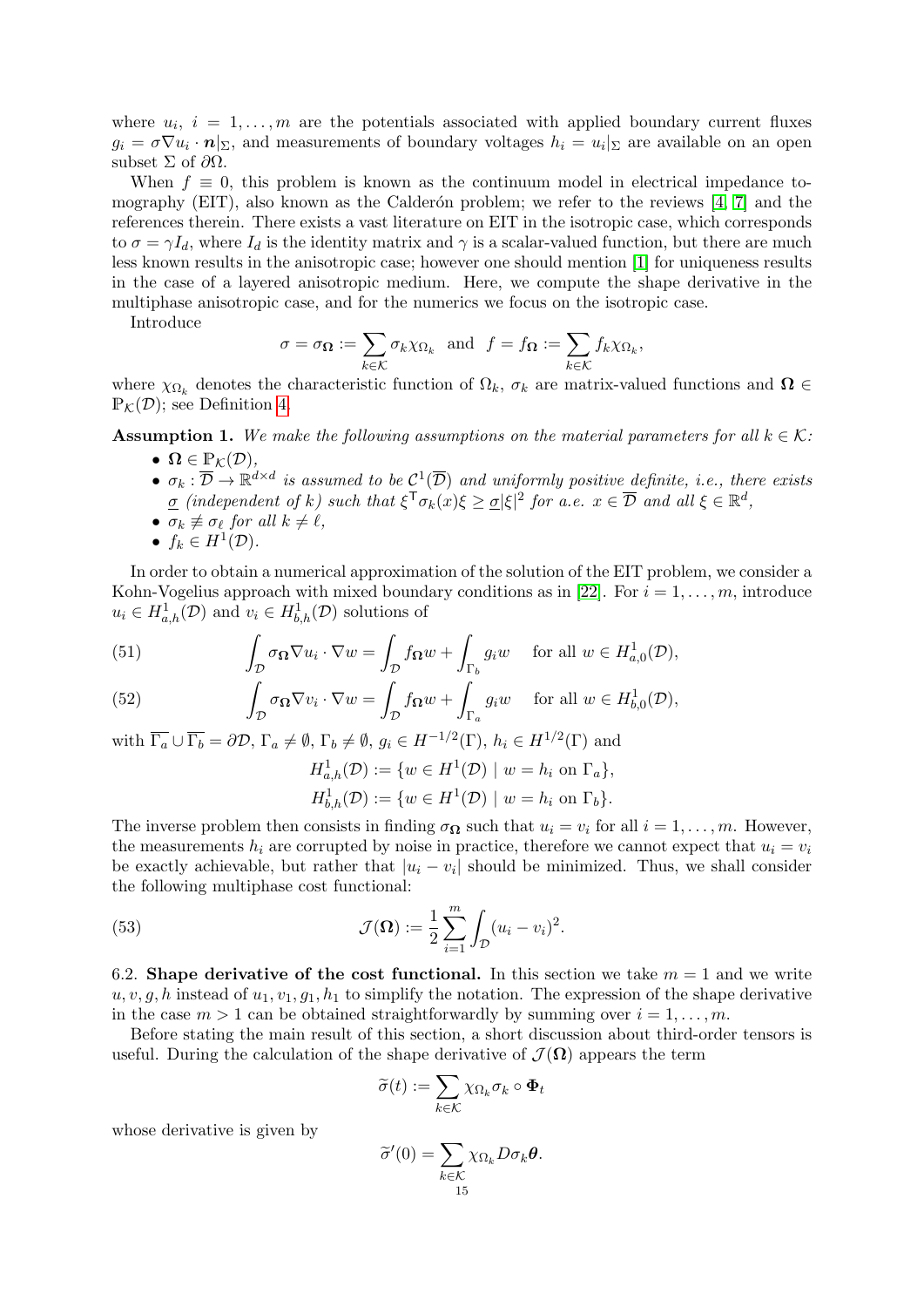where $u_i$, $i = 1, \ldots, m$ are the potentials associated with applied boundary current fluxes $g_i = \sigma \nabla u_i \cdot \boldsymbol{n}|_\Sigma$, and measurements of boundary voltages $h_i = u_i|_\Sigma$ are available on an open subset $\Sigma$ of $\partial\Omega$.

When $f \equiv 0$, this problem is known as the continuum model in electrical impedance tomography (EIT), also known as the Calderón problem; we refer to the reviews [4, 7] and the references therein. There exists a vast literature on EIT in the isotropic case, which corresponds to $\sigma = \gamma I_d$, where $I_d$ is the identity matrix and $\gamma$ is a scalar-valued function, but there are much less known results in the anisotropic case; however one should mention [1] for uniqueness results in the case of a layered anisotropic medium. Here, we compute the shape derivative in the multiphase anisotropic case, and for the numerics we focus on the isotropic case.

Introduce

$$\sigma = \sigma_{\boldsymbol{\Omega}} := \sum_{k \in \mathcal{K}} \sigma_k \chi_{\Omega_k} \quad \text{and} \quad f = f_{\boldsymbol{\Omega}} := \sum_{k \in \mathcal{K}} f_k \chi_{\Omega_k},$$

where $\chi_{\Omega_k}$ denotes the characteristic function of $\Omega_k$, $\sigma_k$ are matrix-valued functions and $\boldsymbol{\Omega} \in \mathbb{P}_{\mathcal{K}}(\mathcal{D})$; see Definition 4.

**Assumption 1.** *We make the following assumptions on the material parameters for all $k \in \mathcal{K}$:*

- $\boldsymbol{\Omega} \in \mathbb{P}_{\mathcal{K}}(\mathcal{D})$,
- $\sigma_k : \overline{\mathcal{D}} \to \mathbb{R}^{d \times d}$ *is assumed to be $\mathcal{C}^1(\overline{\mathcal{D}})$ and uniformly positive definite, i.e., there exists $\underline{\sigma}$ (independent of $k$) such that $\xi^\mathsf{T} \sigma_k(x)\xi \geq \underline{\sigma}|\xi|^2$ for a.e. $x \in \overline{\mathcal{D}}$ and all $\xi \in \mathbb{R}^d$,*
- $\sigma_k \not\equiv \sigma_\ell$ *for all $k \neq \ell$,*
- $f_k \in H^1(\mathcal{D})$.

In order to obtain a numerical approximation of the solution of the EIT problem, we consider a Kohn-Vogelius approach with mixed boundary conditions as in [22]. For $i = 1, \ldots, m$, introduce $u_i \in H^1_{a,h}(\mathcal{D})$ and $v_i \in H^1_{b,h}(\mathcal{D})$ solutions of

$$\int_{\mathcal{D}} \sigma_{\boldsymbol{\Omega}} \nabla u_i \cdot \nabla w = \int_{\mathcal{D}} f_{\boldsymbol{\Omega}} w + \int_{\Gamma_b} g_i w \quad \text{for all } w \in H^1_{a,0}(\mathcal{D}), \tag{51}$$

$$\int_{\mathcal{D}} \sigma_{\boldsymbol{\Omega}} \nabla v_i \cdot \nabla w = \int_{\mathcal{D}} f_{\boldsymbol{\Omega}} w + \int_{\Gamma_a} g_i w \quad \text{for all } w \in H^1_{b,0}(\mathcal{D}), \tag{52}$$

with $\overline{\Gamma_a} \cup \overline{\Gamma_b} = \partial\mathcal{D}$, $\Gamma_a \neq \emptyset$, $\Gamma_b \neq \emptyset$, $g_i \in H^{-1/2}(\Gamma)$, $h_i \in H^{1/2}(\Gamma)$ and

$$H^1_{a,h}(\mathcal{D}) := \{w \in H^1(\mathcal{D}) \mid w = h_i \text{ on } \Gamma_a\},$$
$$H^1_{b,h}(\mathcal{D}) := \{w \in H^1(\mathcal{D}) \mid w = h_i \text{ on } \Gamma_b\}.$$

The inverse problem then consists in finding $\sigma_{\boldsymbol{\Omega}}$ such that $u_i = v_i$ for all $i = 1, \ldots, m$. However, the measurements $h_i$ are corrupted by noise in practice, therefore we cannot expect that $u_i = v_i$ be exactly achievable, but rather that $|u_i - v_i|$ should be minimized. Thus, we shall consider the following multiphase cost functional:

$$\mathcal{J}(\boldsymbol{\Omega}) := \frac{1}{2} \sum_{i=1}^{m} \int_{\mathcal{D}} (u_i - v_i)^2. \tag{53}$$

## 6.2. Shape derivative of the cost functional.

In this section we take $m = 1$ and we write $u, v, g, h$ instead of $u_1, v_1, g_1, h_1$ to simplify the notation. The expression of the shape derivative in the case $m > 1$ can be obtained straightforwardly by summing over $i = 1, \ldots, m$.

Before stating the main result of this section, a short discussion about third-order tensors is useful. During the calculation of the shape derivative of $\mathcal{J}(\boldsymbol{\Omega})$ appears the term

$$\widetilde{\sigma}(t) := \sum_{k \in \mathcal{K}} \chi_{\Omega_k} \sigma_k \circ \boldsymbol{\Phi}_t$$

whose derivative is given by

$$\widetilde{\sigma}'(0) = \sum_{k \in \mathcal{K}} \chi_{\Omega_k} D\sigma_k \boldsymbol{\theta}.$$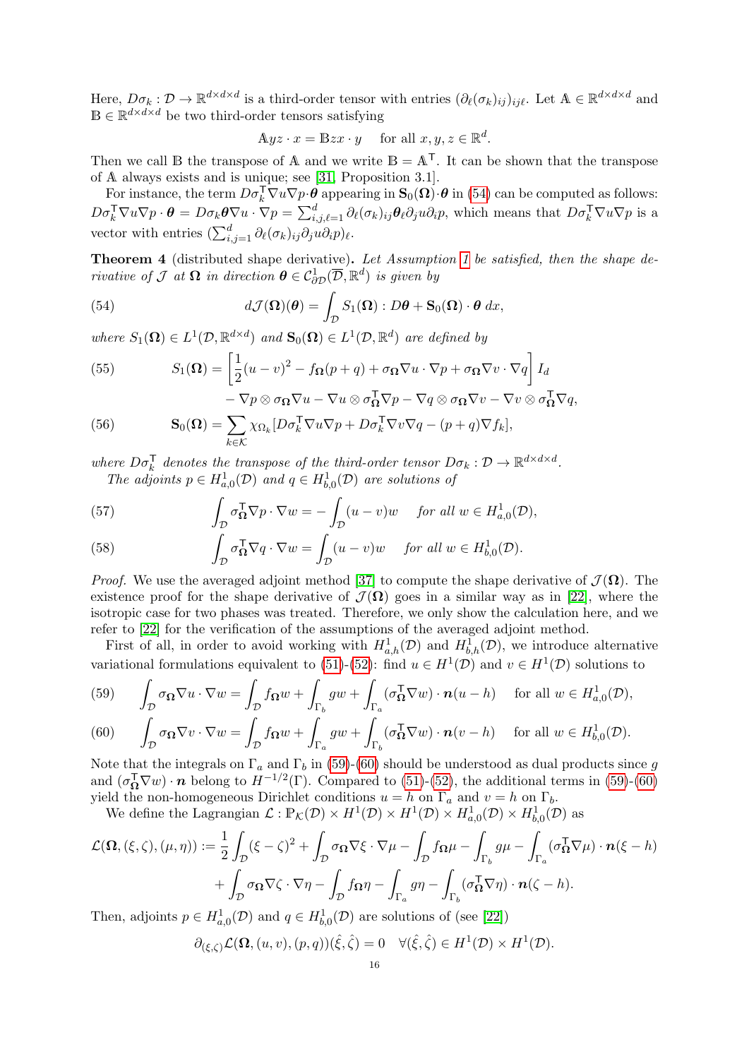Here, $D\sigma_k : \mathcal{D} \to \mathbb{R}^{d\times d\times d}$ is a third-order tensor with entries $(\partial_\ell(\sigma_k)_{ij})_{ij\ell}$. Let $\mathbb{A} \in \mathbb{R}^{d\times d\times d}$ and $\mathbb{B} \in \mathbb{R}^{d\times d\times d}$ be two third-order tensors satisfying

$$\mathbb{A}yz \cdot x = \mathbb{B}zx \cdot y \quad \text{for all } x, y, z \in \mathbb{R}^d.$$

Then we call $\mathbb{B}$ the transpose of $\mathbb{A}$ and we write $\mathbb{B} = \mathbb{A}^\mathsf{T}$. It can be shown that the transpose of $\mathbb{A}$ always exists and is unique; see [31, Proposition 3.1].

For instance, the term $D\sigma_k^\mathsf{T}\nabla u \nabla p \cdot \boldsymbol{\theta}$ appearing in $\mathbf{S}_0(\boldsymbol{\Omega})\cdot\boldsymbol{\theta}$ in (54) can be computed as follows: $D\sigma_k^\mathsf{T}\nabla u\nabla p \cdot \boldsymbol{\theta} = D\sigma_k\boldsymbol{\theta}\nabla u \cdot \nabla p = \sum_{i,j,\ell=1}^d \partial_\ell(\sigma_k)_{ij}\boldsymbol{\theta}_\ell \partial_j u \partial_i p$, which means that $D\sigma_k^\mathsf{T}\nabla u \nabla p$ is a vector with entries $(\sum_{i,j=1}^d \partial_\ell(\sigma_k)_{ij}\partial_j u \partial_i p)_\ell$.

**Theorem 4** (distributed shape derivative)**.** *Let Assumption 1 be satisfied, then the shape derivative of $\mathcal{J}$ at $\boldsymbol{\Omega}$ in direction $\boldsymbol{\theta} \in \mathcal{C}^1_{\partial\mathcal{D}}(\overline{\mathcal{D}}, \mathbb{R}^d)$ is given by*

$$d\mathcal{J}(\boldsymbol{\Omega})(\boldsymbol{\theta}) = \int_\mathcal{D} S_1(\boldsymbol{\Omega}) : D\boldsymbol{\theta} + \mathbf{S}_0(\boldsymbol{\Omega}) \cdot \boldsymbol{\theta}\, dx, \tag{54}$$

*where $S_1(\boldsymbol{\Omega}) \in L^1(\mathcal{D}, \mathbb{R}^{d\times d})$ and $\mathbf{S}_0(\boldsymbol{\Omega}) \in L^1(\mathcal{D}, \mathbb{R}^d)$ are defined by*

$$\begin{aligned} S_1(\boldsymbol{\Omega}) = &\left[\frac{1}{2}(u-v)^2 - f_{\boldsymbol{\Omega}}(p+q) + \sigma_{\boldsymbol{\Omega}}\nabla u \cdot \nabla p + \sigma_{\boldsymbol{\Omega}}\nabla v \cdot \nabla q\right] I_d \\ &- \nabla p \otimes \sigma_{\boldsymbol{\Omega}}\nabla u - \nabla u \otimes \sigma_{\boldsymbol{\Omega}}^\mathsf{T}\nabla p - \nabla q \otimes \sigma_{\boldsymbol{\Omega}}\nabla v - \nabla v \otimes \sigma_{\boldsymbol{\Omega}}^\mathsf{T}\nabla q, \end{aligned} \tag{55}$$

$$\mathbf{S}_0(\boldsymbol{\Omega}) = \sum_{k\in\mathcal{K}} \chi_{\Omega_k}[D\sigma_k^\mathsf{T}\nabla u\nabla p + D\sigma_k^\mathsf{T}\nabla v \nabla q - (p+q)\nabla f_k], \tag{56}$$

*where $D\sigma_k^\mathsf{T}$ denotes the transpose of the third-order tensor $D\sigma_k : \mathcal{D} \to \mathbb{R}^{d\times d\times d}$.*

*The adjoints $p \in H^1_{a,0}(\mathcal{D})$ and $q \in H^1_{b,0}(\mathcal{D})$ are solutions of*

$$\int_\mathcal{D} \sigma_{\boldsymbol{\Omega}}^\mathsf{T}\nabla p \cdot \nabla w = -\int_\mathcal{D}(u-v)w \quad \text{for all } w \in H^1_{a,0}(\mathcal{D}), \tag{57}$$

$$\int_\mathcal{D} \sigma_{\boldsymbol{\Omega}}^\mathsf{T}\nabla q \cdot \nabla w = \int_\mathcal{D}(u-v)w \quad \text{for all } w \in H^1_{b,0}(\mathcal{D}). \tag{58}$$

*Proof.* We use the averaged adjoint method [37] to compute the shape derivative of $\mathcal{J}(\boldsymbol{\Omega})$. The existence proof for the shape derivative of $\mathcal{J}(\boldsymbol{\Omega})$ goes in a similar way as in [22], where the isotropic case for two phases was treated. Therefore, we only show the calculation here, and we refer to [22] for the verification of the assumptions of the averaged adjoint method.

First of all, in order to avoid working with $H^1_{a,h}(\mathcal{D})$ and $H^1_{b,h}(\mathcal{D})$, we introduce alternative variational formulations equivalent to (51)-(52): find $u \in H^1(\mathcal{D})$ and $v \in H^1(\mathcal{D})$ solutions to

$$\int_\mathcal{D} \sigma_{\boldsymbol{\Omega}}\nabla u \cdot \nabla w = \int_\mathcal{D} f_{\boldsymbol{\Omega}} w + \int_{\Gamma_b} gw + \int_{\Gamma_a}(\sigma_{\boldsymbol{\Omega}}^\mathsf{T}\nabla w)\cdot \boldsymbol{n}(u-h) \quad \text{for all } w \in H^1_{a,0}(\mathcal{D}), \tag{59}$$

$$\int_\mathcal{D} \sigma_{\boldsymbol{\Omega}}\nabla v \cdot \nabla w = \int_\mathcal{D} f_{\boldsymbol{\Omega}} w + \int_{\Gamma_a} gw + \int_{\Gamma_b}(\sigma_{\boldsymbol{\Omega}}^\mathsf{T}\nabla w)\cdot \boldsymbol{n}(v-h) \quad \text{for all } w \in H^1_{b,0}(\mathcal{D}). \tag{60}$$

Note that the integrals on $\Gamma_a$ and $\Gamma_b$ in (59)-(60) should be understood as dual products since $g$ and $(\sigma_{\boldsymbol{\Omega}}^\mathsf{T}\nabla w)\cdot\boldsymbol{n}$ belong to $H^{-1/2}(\Gamma)$. Compared to (51)-(52), the additional terms in (59)-(60) yield the non-homogeneous Dirichlet conditions $u = h$ on $\Gamma_a$ and $v = h$ on $\Gamma_b$.

We define the Lagrangian $\mathcal{L} : \mathbb{P}_\mathcal{K}(\mathcal{D}) \times H^1(\mathcal{D}) \times H^1(\mathcal{D}) \times H^1_{a,0}(\mathcal{D}) \times H^1_{b,0}(\mathcal{D})$ as

$$\begin{aligned} \mathcal{L}(\boldsymbol{\Omega}, (\xi,\zeta), (\mu,\eta)) := &\frac{1}{2}\int_\mathcal{D}(\xi-\zeta)^2 + \int_\mathcal{D}\sigma_{\boldsymbol{\Omega}}\nabla\xi\cdot\nabla\mu - \int_\mathcal{D} f_{\boldsymbol{\Omega}}\mu - \int_{\Gamma_b} g\mu - \int_{\Gamma_a}(\sigma_{\boldsymbol{\Omega}}^\mathsf{T}\nabla\mu)\cdot\boldsymbol{n}(\xi-h) \\ &+ \int_\mathcal{D}\sigma_{\boldsymbol{\Omega}}\nabla\zeta\cdot\nabla\eta - \int_\mathcal{D} f_{\boldsymbol{\Omega}}\eta - \int_{\Gamma_a} g\eta - \int_{\Gamma_b}(\sigma_{\boldsymbol{\Omega}}^\mathsf{T}\nabla\eta)\cdot\boldsymbol{n}(\zeta-h). \end{aligned}$$

Then, adjoints $p \in H^1_{a,0}(\mathcal{D})$ and $q \in H^1_{b,0}(\mathcal{D})$ are solutions of (see [22])

$$\partial_{(\xi,\zeta)}\mathcal{L}(\boldsymbol{\Omega}, (u,v),(p,q))(\hat{\xi},\hat{\zeta}) = 0 \quad \forall(\hat{\xi},\hat{\zeta}) \in H^1(\mathcal{D}) \times H^1(\mathcal{D}).$$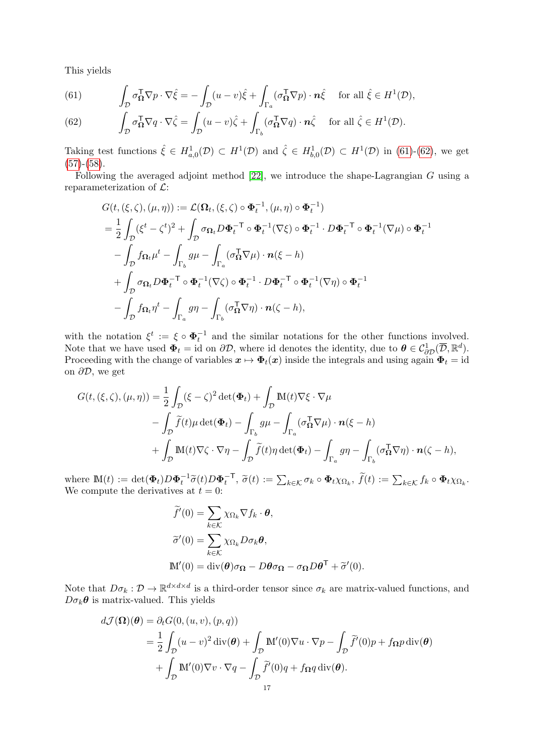This yields

$$\int_{\mathcal{D}} \sigma_{\mathbf{\Omega}}^{\mathsf{T}} \nabla p \cdot \nabla \hat{\xi} = -\int_{\mathcal{D}} (u-v)\hat{\xi} + \int_{\Gamma_a} (\sigma_{\mathbf{\Omega}}^{\mathsf{T}} \nabla p) \cdot \boldsymbol{n} \hat{\xi} \quad \text{for all } \hat{\xi} \in H^1(\mathcal{D}), \tag{61}$$

$$\int_{\mathcal{D}} \sigma_{\mathbf{\Omega}}^{\mathsf{T}} \nabla q \cdot \nabla \hat{\zeta} = \int_{\mathcal{D}} (u-v)\hat{\zeta} + \int_{\Gamma_b} (\sigma_{\mathbf{\Omega}}^{\mathsf{T}} \nabla q) \cdot \boldsymbol{n} \hat{\zeta} \quad \text{for all } \hat{\zeta} \in H^1(\mathcal{D}). \tag{62}$$

Taking test functions $\hat{\xi} \in H^1_{a,0}(\mathcal{D}) \subset H^1(\mathcal{D})$ and $\hat{\zeta} \in H^1_{b,0}(\mathcal{D}) \subset H^1(\mathcal{D})$ in (61)-(62), we get (57)-(58).

Following the averaged adjoint method [22], we introduce the shape-Lagrangian $G$ using a reparameterization of $\mathcal{L}$:

$$\begin{aligned}
G(t, (\xi,\zeta), (\mu,\eta)) &:= \mathcal{L}(\mathbf{\Omega}_t, (\xi,\zeta)\circ \mathbf{\Phi}_t^{-1}, (\mu,\eta)\circ\mathbf{\Phi}_t^{-1}) \\
&= \frac{1}{2}\int_{\mathcal{D}} (\xi^t - \zeta^t)^2 + \int_{\mathcal{D}} \sigma_{\mathbf{\Omega}_t} D\mathbf{\Phi}_t^{-\mathsf{T}} \circ \mathbf{\Phi}_t^{-1} (\nabla \xi)\circ \mathbf{\Phi}_t^{-1} \cdot D\mathbf{\Phi}_t^{-\mathsf{T}} \circ \mathbf{\Phi}_t^{-1} (\nabla \mu)\circ\mathbf{\Phi}_t^{-1} \\
&\quad - \int_{\mathcal{D}} f_{\mathbf{\Omega}_t} \mu^t - \int_{\Gamma_b} g\mu - \int_{\Gamma_a} (\sigma_{\mathbf{\Omega}}^{\mathsf{T}} \nabla\mu)\cdot \boldsymbol{n}(\xi - h) \\
&\quad + \int_{\mathcal{D}} \sigma_{\mathbf{\Omega}_t} D\mathbf{\Phi}_t^{-\mathsf{T}} \circ \mathbf{\Phi}_t^{-1} (\nabla \zeta)\circ \mathbf{\Phi}_t^{-1} \cdot D\mathbf{\Phi}_t^{-\mathsf{T}} \circ \mathbf{\Phi}_t^{-1} (\nabla \eta)\circ\mathbf{\Phi}_t^{-1} \\
&\quad - \int_{\mathcal{D}} f_{\mathbf{\Omega}_t} \eta^t - \int_{\Gamma_a} g\eta - \int_{\Gamma_b} (\sigma_{\mathbf{\Omega}}^{\mathsf{T}} \nabla\eta)\cdot \boldsymbol{n}(\zeta - h),
\end{aligned}$$

with the notation $\xi^t := \xi \circ \mathbf{\Phi}_t^{-1}$ and the similar notations for the other functions involved. Note that we have used $\mathbf{\Phi}_t = \mathrm{id}$ on $\partial\mathcal{D}$, where id denotes the identity, due to $\boldsymbol{\theta} \in \mathcal{C}^1_{\partial\mathcal{D}}(\overline{\mathcal{D}}, \mathbb{R}^d)$. Proceeding with the change of variables $\boldsymbol{x} \mapsto \mathbf{\Phi}_t(\boldsymbol{x})$ inside the integrals and using again $\mathbf{\Phi}_t = \mathrm{id}$ on $\partial\mathcal{D}$, we get

$$\begin{aligned}
G(t, (\xi,\zeta), (\mu,\eta)) &= \frac{1}{2}\int_{\mathcal{D}} (\xi - \zeta)^2 \det(\mathbf{\Phi}_t) + \int_{\mathcal{D}} \mathbb{M}(t)\nabla\xi\cdot\nabla\mu \\
&\quad - \int_{\mathcal{D}} \widetilde{f}(t)\mu \det(\mathbf{\Phi}_t) - \int_{\Gamma_b} g\mu - \int_{\Gamma_a} (\sigma_{\mathbf{\Omega}}^{\mathsf{T}}\nabla\mu)\cdot\boldsymbol{n}(\xi - h) \\
&\quad + \int_{\mathcal{D}} \mathbb{M}(t)\nabla\zeta\cdot\nabla\eta - \int_{\mathcal{D}} \widetilde{f}(t)\eta\det(\mathbf{\Phi}_t) - \int_{\Gamma_a} g\eta - \int_{\Gamma_b} (\sigma_{\mathbf{\Omega}}^{\mathsf{T}}\nabla\eta)\cdot\boldsymbol{n}(\zeta - h),
\end{aligned}$$

where $\mathbb{M}(t) := \det(\mathbf{\Phi}_t) D\mathbf{\Phi}_t^{-1} \widetilde{\sigma}(t) D\mathbf{\Phi}_t^{-\mathsf{T}}$, $\widetilde{\sigma}(t) := \sum_{k\in\mathcal{K}} \sigma_k \circ \mathbf{\Phi}_t \chi_{\Omega_k}$, $\widetilde{f}(t) := \sum_{k\in\mathcal{K}} f_k \circ \mathbf{\Phi}_t \chi_{\Omega_k}$. We compute the derivatives at $t = 0$:

$$\begin{aligned}
\widetilde{f}'(0) &= \sum_{k\in\mathcal{K}} \chi_{\Omega_k} \nabla f_k \cdot \boldsymbol{\theta}, \\
\widetilde{\sigma}'(0) &= \sum_{k\in\mathcal{K}} \chi_{\Omega_k} D\sigma_k \boldsymbol{\theta}, \\
\mathbb{M}'(0) &= \operatorname{div}(\boldsymbol{\theta})\sigma_{\mathbf{\Omega}} - D\boldsymbol{\theta}\sigma_{\mathbf{\Omega}} - \sigma_{\mathbf{\Omega}} D\boldsymbol{\theta}^{\mathsf{T}} + \widetilde{\sigma}'(0).
\end{aligned}$$

Note that $D\sigma_k : \mathcal{D} \to \mathbb{R}^{d\times d\times d}$ is a third-order tensor since $\sigma_k$ are matrix-valued functions, and $D\sigma_k\boldsymbol{\theta}$ is matrix-valued. This yields

$$\begin{aligned}
d\mathcal{J}(\mathbf{\Omega})(\boldsymbol{\theta}) &= \partial_t G(0, (u,v), (p,q)) \\
&= \frac{1}{2}\int_{\mathcal{D}} (u-v)^2 \operatorname{div}(\boldsymbol{\theta}) + \int_{\mathcal{D}} \mathbb{M}'(0)\nabla u \cdot \nabla p - \int_{\mathcal{D}} \widetilde{f}'(0) p + f_{\mathbf{\Omega}} p \operatorname{div}(\boldsymbol{\theta}) \\
&\quad + \int_{\mathcal{D}} \mathbb{M}'(0)\nabla v\cdot\nabla q - \int_{\mathcal{D}} \widetilde{f}'(0) q + f_{\mathbf{\Omega}} q \operatorname{div}(\boldsymbol{\theta}).
\end{aligned}$$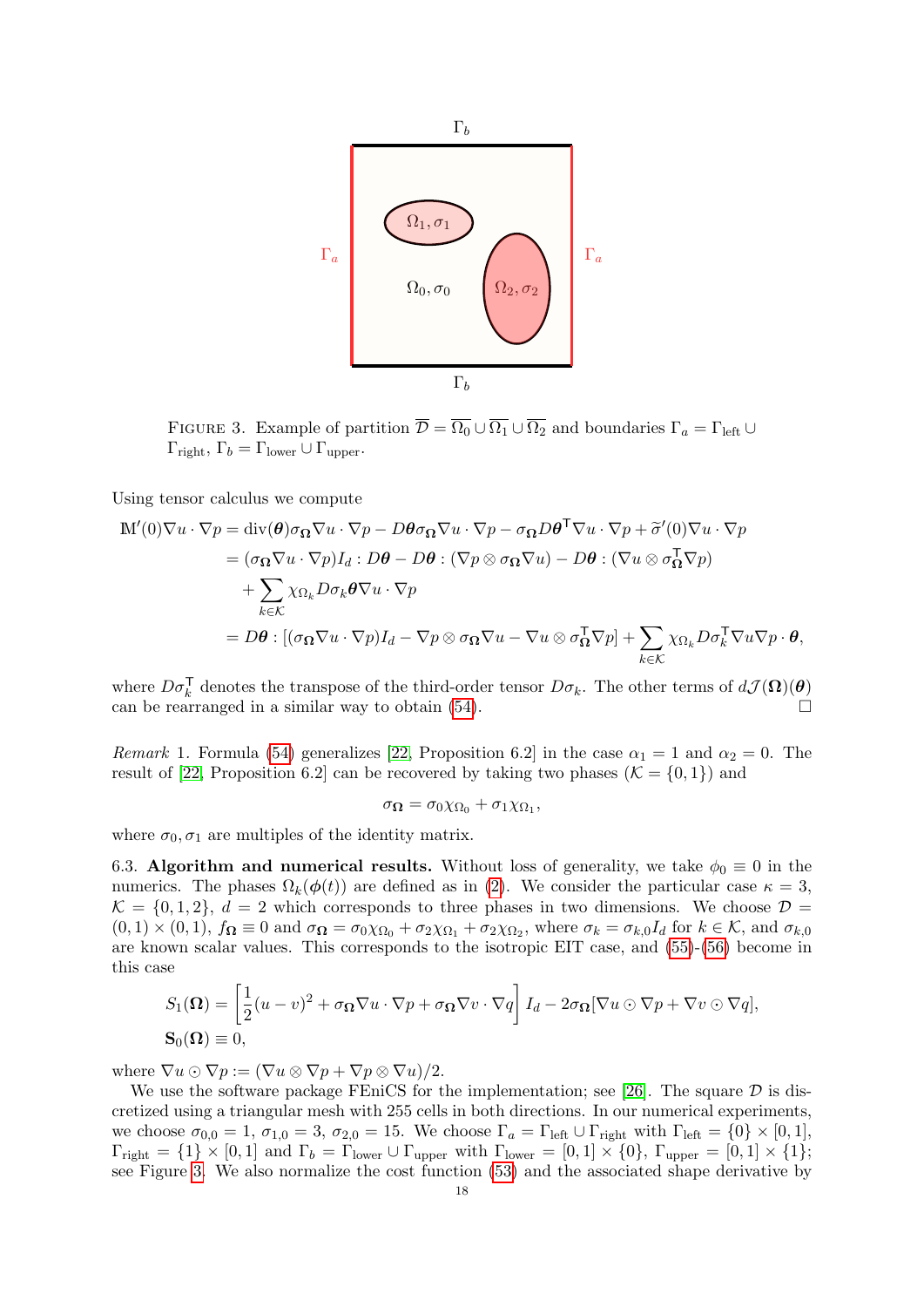FIGURE 3. Example of partition $\overline{\mathcal{D}} = \overline{\Omega_0} \cup \overline{\Omega_1} \cup \overline{\Omega_2}$ and boundaries $\Gamma_a = \Gamma_{\text{left}} \cup \Gamma_{\text{right}}$, $\Gamma_b = \Gamma_{\text{lower}} \cup \Gamma_{\text{upper}}$.

Using tensor calculus we compute

$$
\begin{aligned}
\mathbb{M}'(0)\nabla u \cdot \nabla p &= \operatorname{div}(\boldsymbol{\theta})\sigma_{\boldsymbol{\Omega}}\nabla u \cdot \nabla p - D\boldsymbol{\theta}\sigma_{\boldsymbol{\Omega}}\nabla u \cdot \nabla p - \sigma_{\boldsymbol{\Omega}} D\boldsymbol{\theta}^{\mathsf{T}}\nabla u \cdot \nabla p + \widetilde{\sigma}'(0)\nabla u \cdot \nabla p \\
&= (\sigma_{\boldsymbol{\Omega}}\nabla u \cdot \nabla p)I_d : D\boldsymbol{\theta} - D\boldsymbol{\theta} : (\nabla p \otimes \sigma_{\boldsymbol{\Omega}}\nabla u) - D\boldsymbol{\theta} : (\nabla u \otimes \sigma_{\boldsymbol{\Omega}}^{\mathsf{T}}\nabla p) \\
&\quad + \sum_{k\in\mathcal{K}} \chi_{\Omega_k} D\sigma_k \boldsymbol{\theta}\nabla u \cdot \nabla p \\
&= D\boldsymbol{\theta} : [(\sigma_{\boldsymbol{\Omega}}\nabla u \cdot \nabla p)I_d - \nabla p \otimes \sigma_{\boldsymbol{\Omega}}\nabla u - \nabla u \otimes \sigma_{\boldsymbol{\Omega}}^{\mathsf{T}}\nabla p] + \sum_{k\in\mathcal{K}} \chi_{\Omega_k} D\sigma_k^{\mathsf{T}}\nabla u \nabla p \cdot \boldsymbol{\theta},
\end{aligned}
$$

where $D\sigma_k^{\mathsf{T}}$ denotes the transpose of the third-order tensor $D\sigma_k$. The other terms of $d\mathcal{J}(\boldsymbol{\Omega})(\boldsymbol{\theta})$ can be rearranged in a similar way to obtain (54). $\square$

*Remark* 1. Formula (54) generalizes [22, Proposition 6.2] in the case $\alpha_1 = 1$ and $\alpha_2 = 0$. The result of [22, Proposition 6.2] can be recovered by taking two phases ($\mathcal{K} = \{0,1\}$) and

$$\sigma_{\boldsymbol{\Omega}} = \sigma_0\chi_{\Omega_0} + \sigma_1\chi_{\Omega_1},$$

where $\sigma_0, \sigma_1$ are multiples of the identity matrix.

6.3. **Algorithm and numerical results.** Without loss of generality, we take $\phi_0 \equiv 0$ in the numerics. The phases $\Omega_k(\boldsymbol{\phi}(t))$ are defined as in (2). We consider the particular case $\kappa = 3$, $\mathcal{K} = \{0,1,2\}$, $d = 2$ which corresponds to three phases in two dimensions. We choose $\mathcal{D} = (0,1)\times(0,1)$, $f_{\boldsymbol{\Omega}} \equiv 0$ and $\sigma_{\boldsymbol{\Omega}} = \sigma_0\chi_{\Omega_0} + \sigma_2\chi_{\Omega_1} + \sigma_2\chi_{\Omega_2}$, where $\sigma_k = \sigma_{k,0}I_d$ for $k \in \mathcal{K}$, and $\sigma_{k,0}$ are known scalar values. This corresponds to the isotropic EIT case, and (55)-(56) become in this case

$$
\begin{aligned}
S_1(\boldsymbol{\Omega}) &= \left[\frac{1}{2}(u-v)^2 + \sigma_{\boldsymbol{\Omega}}\nabla u \cdot \nabla p + \sigma_{\boldsymbol{\Omega}}\nabla v \cdot \nabla q\right] I_d - 2\sigma_{\boldsymbol{\Omega}}[\nabla u \odot \nabla p + \nabla v \odot \nabla q], \\
\mathbf{S}_0(\boldsymbol{\Omega}) &\equiv 0,
\end{aligned}
$$

where $\nabla u \odot \nabla p := (\nabla u \otimes \nabla p + \nabla p \otimes \nabla u)/2$.

We use the software package FEniCS for the implementation; see [26]. The square $\mathcal{D}$ is discretized using a triangular mesh with 255 cells in both directions. In our numerical experiments, we choose $\sigma_{0,0} = 1$, $\sigma_{1,0} = 3$, $\sigma_{2,0} = 15$. We choose $\Gamma_a = \Gamma_{\text{left}} \cup \Gamma_{\text{right}}$ with $\Gamma_{\text{left}} = \{0\}\times[0,1]$, $\Gamma_{\text{right}} = \{1\}\times[0,1]$ and $\Gamma_b = \Gamma_{\text{lower}} \cup \Gamma_{\text{upper}}$ with $\Gamma_{\text{lower}} = [0,1]\times\{0\}$, $\Gamma_{\text{upper}} = [0,1]\times\{1\}$; see Figure 3. We also normalize the cost function (53) and the associated shape derivative by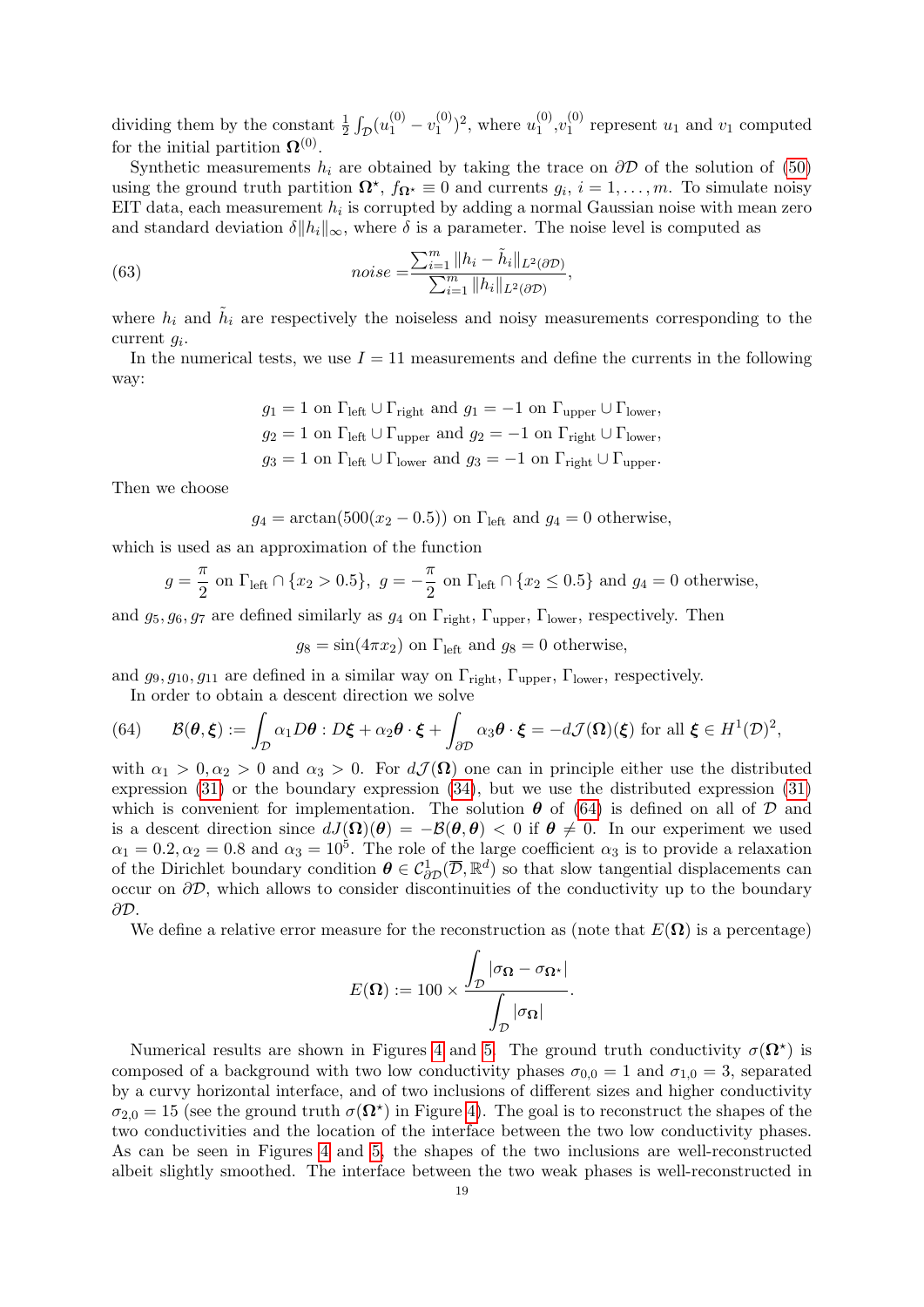dividing them by the constant $\frac{1}{2}\int_{\mathcal{D}}(u_1^{(0)} - v_1^{(0)})^2$, where $u_1^{(0)}$,$v_1^{(0)}$ represent $u_1$ and $v_1$ computed for the initial partition $\mathbf{\Omega}^{(0)}$.

Synthetic measurements $h_i$ are obtained by taking the trace on $\partial\mathcal{D}$ of the solution of (50) using the ground truth partition $\mathbf{\Omega}^\star$, $f_{\mathbf{\Omega}^\star} \equiv 0$ and currents $g_i$, $i = 1, \ldots, m$. To simulate noisy EIT data, each measurement $h_i$ is corrupted by adding a normal Gaussian noise with mean zero and standard deviation $\delta \|h_i\|_\infty$, where $\delta$ is a parameter. The noise level is computed as

$$
noise = \frac{\sum_{i=1}^m \|h_i - \tilde{h}_i\|_{L^2(\partial\mathcal{D})}}{\sum_{i=1}^m \|h_i\|_{L^2(\partial\mathcal{D})}}, \tag{63}
$$

where $h_i$ and $\tilde{h}_i$ are respectively the noiseless and noisy measurements corresponding to the current $g_i$.

In the numerical tests, we use $I = 11$ measurements and define the currents in the following way:

$$
\begin{aligned}
g_1 &= 1 \text{ on } \Gamma_{\text{left}} \cup \Gamma_{\text{right}} \text{ and } g_1 = -1 \text{ on } \Gamma_{\text{upper}} \cup \Gamma_{\text{lower}},\\
g_2 &= 1 \text{ on } \Gamma_{\text{left}} \cup \Gamma_{\text{upper}} \text{ and } g_2 = -1 \text{ on } \Gamma_{\text{right}} \cup \Gamma_{\text{lower}},\\
g_3 &= 1 \text{ on } \Gamma_{\text{left}} \cup \Gamma_{\text{lower}} \text{ and } g_3 = -1 \text{ on } \Gamma_{\text{right}} \cup \Gamma_{\text{upper}}.
\end{aligned}
$$

Then we choose

$$
g_4 = \arctan(500(x_2 - 0.5)) \text{ on } \Gamma_{\text{left}} \text{ and } g_4 = 0 \text{ otherwise},
$$

which is used as an approximation of the function

$$
g = \frac{\pi}{2} \text{ on } \Gamma_{\text{left}} \cap \{x_2 > 0.5\},\ g = -\frac{\pi}{2} \text{ on } \Gamma_{\text{left}} \cap \{x_2 \le 0.5\} \text{ and } g_4 = 0 \text{ otherwise},
$$

and $g_5, g_6, g_7$ are defined similarly as $g_4$ on $\Gamma_{\text{right}}$, $\Gamma_{\text{upper}}$, $\Gamma_{\text{lower}}$, respectively. Then

$$
g_8 = \sin(4\pi x_2) \text{ on } \Gamma_{\text{left}} \text{ and } g_8 = 0 \text{ otherwise},
$$

and $g_9, g_{10}, g_{11}$ are defined in a similar way on $\Gamma_{\text{right}}$, $\Gamma_{\text{upper}}$, $\Gamma_{\text{lower}}$, respectively.

In order to obtain a descent direction we solve

$$
\mathcal{B}(\boldsymbol{\theta}, \boldsymbol{\xi}) := \int_{\mathcal{D}} \alpha_1 D\boldsymbol{\theta} : D\boldsymbol{\xi} + \alpha_2 \boldsymbol{\theta} \cdot \boldsymbol{\xi} + \int_{\partial\mathcal{D}} \alpha_3 \boldsymbol{\theta} \cdot \boldsymbol{\xi} = -d\mathcal{J}(\mathbf{\Omega})(\boldsymbol{\xi}) \text{ for all } \boldsymbol{\xi} \in H^1(\mathcal{D})^2, \tag{64}
$$

with $\alpha_1 > 0, \alpha_2 > 0$ and $\alpha_3 > 0$. For $d\mathcal{J}(\mathbf{\Omega})$ one can in principle either use the distributed expression (31) or the boundary expression (34), but we use the distributed expression (31) which is convenient for implementation. The solution $\boldsymbol{\theta}$ of (64) is defined on all of $\mathcal{D}$ and is a descent direction since $d\mathcal{J}(\mathbf{\Omega})(\boldsymbol{\theta}) = -\mathcal{B}(\boldsymbol{\theta}, \boldsymbol{\theta}) < 0$ if $\boldsymbol{\theta} \neq 0$. In our experiment we used $\alpha_1 = 0.2, \alpha_2 = 0.8$ and $\alpha_3 = 10^5$. The role of the large coefficient $\alpha_3$ is to provide a relaxation of the Dirichlet boundary condition $\boldsymbol{\theta} \in \mathcal{C}^1_{\partial\mathcal{D}}(\overline{\mathcal{D}}, \mathbb{R}^d)$ so that slow tangential displacements can occur on $\partial\mathcal{D}$, which allows to consider discontinuities of the conductivity up to the boundary $\partial\mathcal{D}$.

We define a relative error measure for the reconstruction as (note that $E(\mathbf{\Omega})$ is a percentage)

$$
E(\mathbf{\Omega}) := 100 \times \frac{\displaystyle\int_{\mathcal{D}} |\sigma_{\mathbf{\Omega}} - \sigma_{\mathbf{\Omega}^\star}|}{\displaystyle\int_{\mathcal{D}} |\sigma_{\mathbf{\Omega}}|}.
$$

Numerical results are shown in Figures 4 and 5. The ground truth conductivity $\sigma(\mathbf{\Omega}^\star)$ is composed of a background with two low conductivity phases $\sigma_{0,0} = 1$ and $\sigma_{1,0} = 3$, separated by a curvy horizontal interface, and of two inclusions of different sizes and higher conductivity $\sigma_{2,0} = 15$ (see the ground truth $\sigma(\mathbf{\Omega}^\star)$ in Figure 4). The goal is to reconstruct the shapes of the two conductivities and the location of the interface between the two low conductivity phases. As can be seen in Figures 4 and 5, the shapes of the two inclusions are well-reconstructed albeit slightly smoothed. The interface between the two weak phases is well-reconstructed in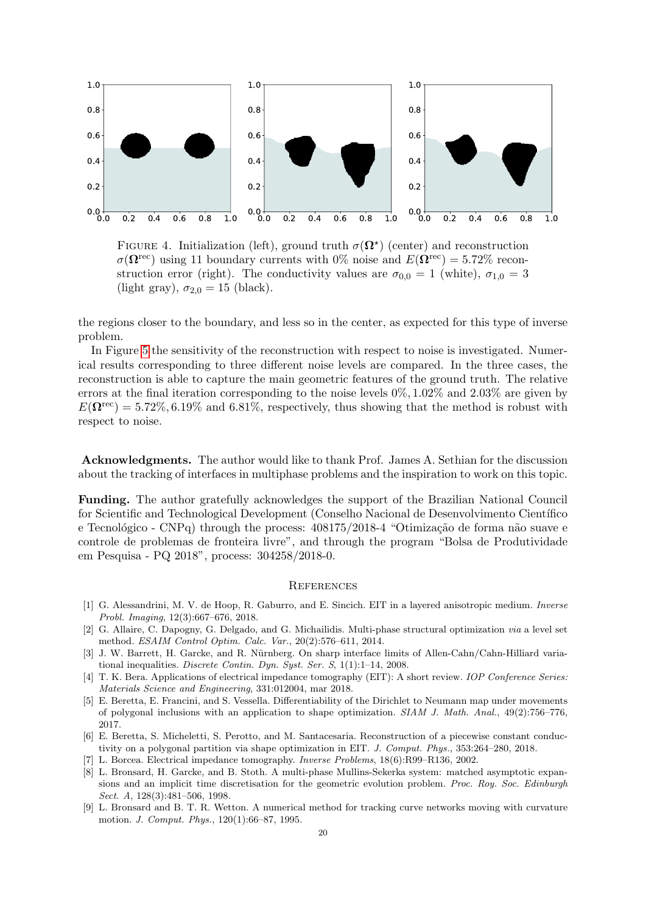FIGURE 4. Initialization (left), ground truth $\sigma(\mathbf{\Omega}^{\star})$ (center) and reconstruction $\sigma(\mathbf{\Omega}^{\mathrm{rec}})$ using 11 boundary currents with 0% noise and $E(\mathbf{\Omega}^{\mathrm{rec}}) = 5.72\%$ reconstruction error (right). The conductivity values are $\sigma_{0,0} = 1$ (white), $\sigma_{1,0} = 3$ (light gray), $\sigma_{2,0} = 15$ (black).

the regions closer to the boundary, and less so in the center, as expected for this type of inverse problem.

In Figure 5 the sensitivity of the reconstruction with respect to noise is investigated. Numerical results corresponding to three different noise levels are compared. In the three cases, the reconstruction is able to capture the main geometric features of the ground truth. The relative errors at the final iteration corresponding to the noise levels $0\%, 1.02\%$ and $2.03\%$ are given by $E(\mathbf{\Omega}^{\mathrm{rec}}) = 5.72\%, 6.19\%$ and $6.81\%$, respectively, thus showing that the method is robust with respect to noise.

**Acknowledgments.** The author would like to thank Prof. James A. Sethian for the discussion about the tracking of interfaces in multiphase problems and the inspiration to work on this topic.

**Funding.** The author gratefully acknowledges the support of the Brazilian National Council for Scientific and Technological Development (Conselho Nacional de Desenvolvimento Científico e Tecnológico - CNPq) through the process: 408175/2018-4 "Otimização de forma não suave e controle de problemas de fronteira livre", and through the program "Bolsa de Produtividade em Pesquisa - PQ 2018", process: 304258/2018-0.

## References

[1] G. Alessandrini, M. V. de Hoop, R. Gaburro, and E. Sincich. EIT in a layered anisotropic medium. *Inverse Probl. Imaging*, 12(3):667–676, 2018.

[2] G. Allaire, C. Dapogny, G. Delgado, and G. Michailidis. Multi-phase structural optimization *via* a level set method. *ESAIM Control Optim. Calc. Var.*, 20(2):576–611, 2014.

[3] J. W. Barrett, H. Garcke, and R. Nürnberg. On sharp interface limits of Allen-Cahn/Cahn-Hilliard variational inequalities. *Discrete Contin. Dyn. Syst. Ser. S*, 1(1):1–14, 2008.

[4] T. K. Bera. Applications of electrical impedance tomography (EIT): A short review. *IOP Conference Series: Materials Science and Engineering*, 331:012004, mar 2018.

[5] E. Beretta, E. Francini, and S. Vessella. Differentiability of the Dirichlet to Neumann map under movements of polygonal inclusions with an application to shape optimization. *SIAM J. Math. Anal.*, 49(2):756–776, 2017.

[6] E. Beretta, S. Micheletti, S. Perotto, and M. Santacesaria. Reconstruction of a piecewise constant conductivity on a polygonal partition via shape optimization in EIT. *J. Comput. Phys.*, 353:264–280, 2018.

[7] L. Borcea. Electrical impedance tomography. *Inverse Problems*, 18(6):R99–R136, 2002.

[8] L. Bronsard, H. Garcke, and B. Stoth. A multi-phase Mullins-Sekerka system: matched asymptotic expansions and an implicit time discretisation for the geometric evolution problem. *Proc. Roy. Soc. Edinburgh Sect. A*, 128(3):481–506, 1998.

[9] L. Bronsard and B. T. R. Wetton. A numerical method for tracking curve networks moving with curvature motion. *J. Comput. Phys.*, 120(1):66–87, 1995.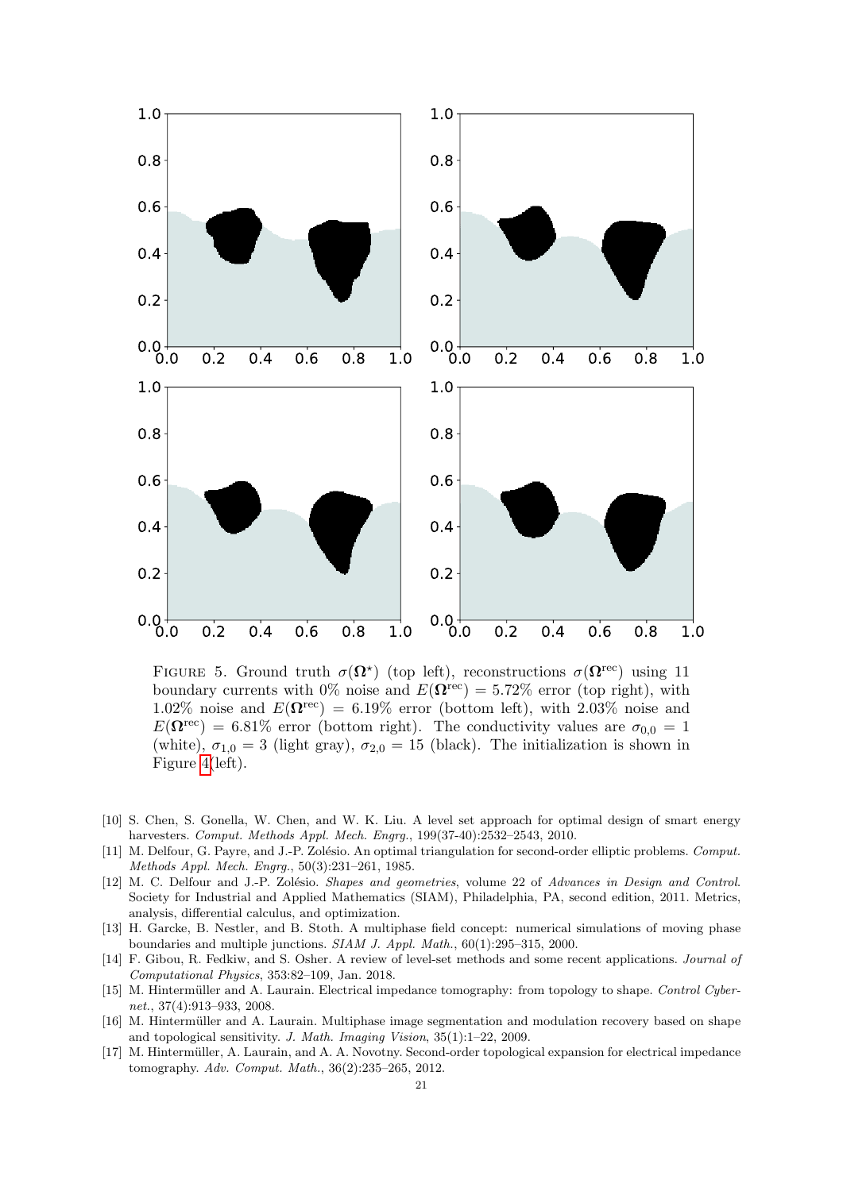FIGURE 5. Ground truth $\sigma(\mathbf{\Omega}^{\star})$ (top left), reconstructions $\sigma(\mathbf{\Omega}^{\mathrm{rec}})$ using 11 boundary currents with 0% noise and $E(\mathbf{\Omega}^{\mathrm{rec}}) = 5.72\%$ error (top right), with 1.02% noise and $E(\mathbf{\Omega}^{\mathrm{rec}}) = 6.19\%$ error (bottom left), with 2.03% noise and $E(\mathbf{\Omega}^{\mathrm{rec}}) = 6.81\%$ error (bottom right). The conductivity values are $\sigma_{0,0} = 1$ (white), $\sigma_{1,0} = 3$ (light gray), $\sigma_{2,0} = 15$ (black). The initialization is shown in Figure 4(left).

[10] S. Chen, S. Gonella, W. Chen, and W. K. Liu. A level set approach for optimal design of smart energy harvesters. *Comput. Methods Appl. Mech. Engrg.*, 199(37-40):2532–2543, 2010.

[11] M. Delfour, G. Payre, and J.-P. Zolésio. An optimal triangulation for second-order elliptic problems. *Comput. Methods Appl. Mech. Engrg.*, 50(3):231–261, 1985.

[12] M. C. Delfour and J.-P. Zolésio. *Shapes and geometries*, volume 22 of *Advances in Design and Control*. Society for Industrial and Applied Mathematics (SIAM), Philadelphia, PA, second edition, 2011. Metrics, analysis, differential calculus, and optimization.

[13] H. Garcke, B. Nestler, and B. Stoth. A multiphase field concept: numerical simulations of moving phase boundaries and multiple junctions. *SIAM J. Appl. Math.*, 60(1):295–315, 2000.

[14] F. Gibou, R. Fedkiw, and S. Osher. A review of level-set methods and some recent applications. *Journal of Computational Physics*, 353:82–109, Jan. 2018.

[15] M. Hintermüller and A. Laurain. Electrical impedance tomography: from topology to shape. *Control Cybernet.*, 37(4):913–933, 2008.

[16] M. Hintermüller and A. Laurain. Multiphase image segmentation and modulation recovery based on shape and topological sensitivity. *J. Math. Imaging Vision*, 35(1):1–22, 2009.

[17] M. Hintermüller, A. Laurain, and A. A. Novotny. Second-order topological expansion for electrical impedance tomography. *Adv. Comput. Math.*, 36(2):235–265, 2012.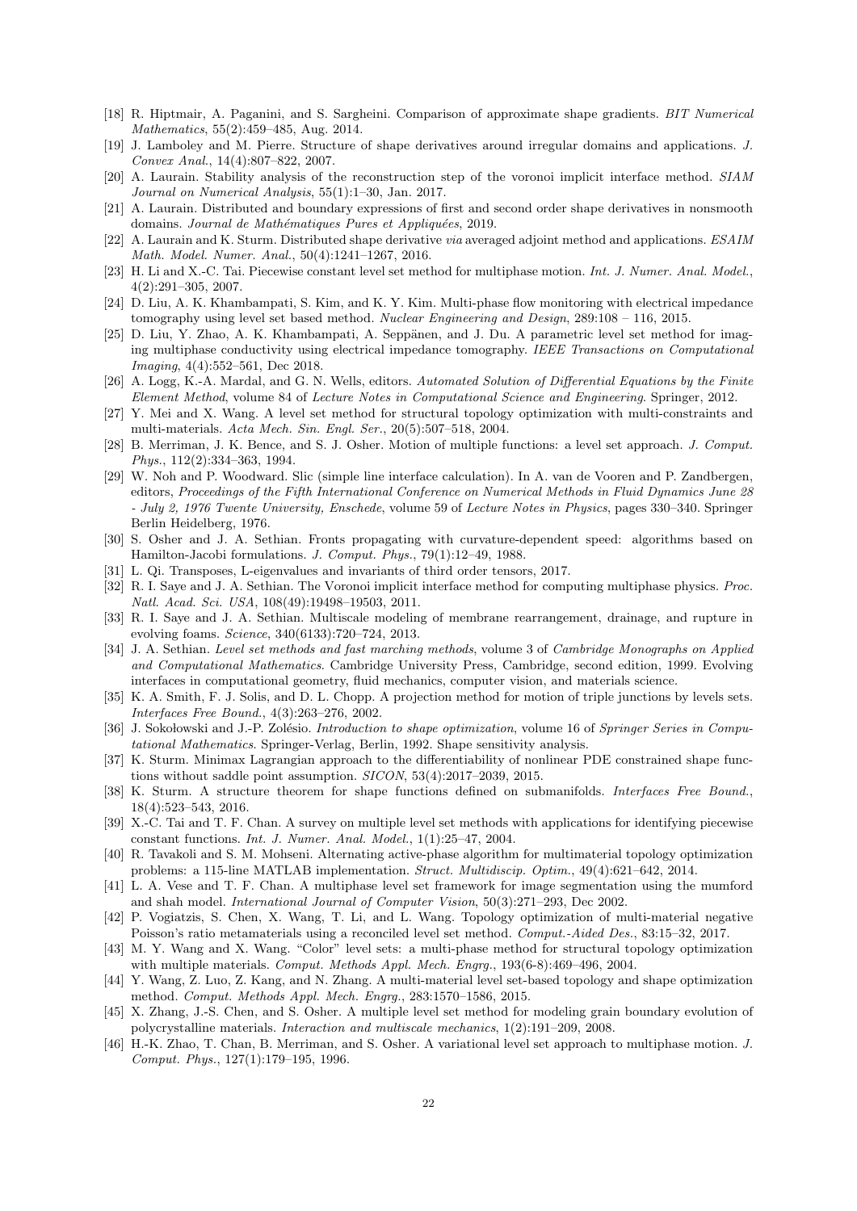[18] R. Hiptmair, A. Paganini, and S. Sargheini. Comparison of approximate shape gradients. *BIT Numerical Mathematics*, 55(2):459–485, Aug. 2014.

[19] J. Lamboley and M. Pierre. Structure of shape derivatives around irregular domains and applications. *J. Convex Anal.*, 14(4):807–822, 2007.

[20] A. Laurain. Stability analysis of the reconstruction step of the voronoi implicit interface method. *SIAM Journal on Numerical Analysis*, 55(1):1–30, Jan. 2017.

[21] A. Laurain. Distributed and boundary expressions of first and second order shape derivatives in nonsmooth domains. *Journal de Mathématiques Pures et Appliquées*, 2019.

[22] A. Laurain and K. Sturm. Distributed shape derivative *via* averaged adjoint method and applications. *ESAIM Math. Model. Numer. Anal.*, 50(4):1241–1267, 2016.

[23] H. Li and X.-C. Tai. Piecewise constant level set method for multiphase motion. *Int. J. Numer. Anal. Model.*, 4(2):291–305, 2007.

[24] D. Liu, A. K. Khambampati, S. Kim, and K. Y. Kim. Multi-phase flow monitoring with electrical impedance tomography using level set based method. *Nuclear Engineering and Design*, 289:108 – 116, 2015.

[25] D. Liu, Y. Zhao, A. K. Khambampati, A. Seppänen, and J. Du. A parametric level set method for imaging multiphase conductivity using electrical impedance tomography. *IEEE Transactions on Computational Imaging*, 4(4):552–561, Dec 2018.

[26] A. Logg, K.-A. Mardal, and G. N. Wells, editors. *Automated Solution of Differential Equations by the Finite Element Method*, volume 84 of *Lecture Notes in Computational Science and Engineering*. Springer, 2012.

[27] Y. Mei and X. Wang. A level set method for structural topology optimization with multi-constraints and multi-materials. *Acta Mech. Sin. Engl. Ser.*, 20(5):507–518, 2004.

[28] B. Merriman, J. K. Bence, and S. J. Osher. Motion of multiple functions: a level set approach. *J. Comput. Phys.*, 112(2):334–363, 1994.

[29] W. Noh and P. Woodward. Slic (simple line interface calculation). In A. van de Vooren and P. Zandbergen, editors, *Proceedings of the Fifth International Conference on Numerical Methods in Fluid Dynamics June 28 - July 2, 1976 Twente University, Enschede*, volume 59 of *Lecture Notes in Physics*, pages 330–340. Springer Berlin Heidelberg, 1976.

[30] S. Osher and J. A. Sethian. Fronts propagating with curvature-dependent speed: algorithms based on Hamilton-Jacobi formulations. *J. Comput. Phys.*, 79(1):12–49, 1988.

[31] L. Qi. Transposes, L-eigenvalues and invariants of third order tensors, 2017.

[32] R. I. Saye and J. A. Sethian. The Voronoi implicit interface method for computing multiphase physics. *Proc. Natl. Acad. Sci. USA*, 108(49):19498–19503, 2011.

[33] R. I. Saye and J. A. Sethian. Multiscale modeling of membrane rearrangement, drainage, and rupture in evolving foams. *Science*, 340(6133):720–724, 2013.

[34] J. A. Sethian. *Level set methods and fast marching methods*, volume 3 of *Cambridge Monographs on Applied and Computational Mathematics*. Cambridge University Press, Cambridge, second edition, 1999. Evolving interfaces in computational geometry, fluid mechanics, computer vision, and materials science.

[35] K. A. Smith, F. J. Solis, and D. L. Chopp. A projection method for motion of triple junctions by levels sets. *Interfaces Free Bound.*, 4(3):263–276, 2002.

[36] J. Sokołowski and J.-P. Zolésio. *Introduction to shape optimization*, volume 16 of *Springer Series in Computational Mathematics*. Springer-Verlag, Berlin, 1992. Shape sensitivity analysis.

[37] K. Sturm. Minimax Lagrangian approach to the differentiability of nonlinear PDE constrained shape functions without saddle point assumption. *SICON*, 53(4):2017–2039, 2015.

[38] K. Sturm. A structure theorem for shape functions defined on submanifolds. *Interfaces Free Bound.*, 18(4):523–543, 2016.

[39] X.-C. Tai and T. F. Chan. A survey on multiple level set methods with applications for identifying piecewise constant functions. *Int. J. Numer. Anal. Model.*, 1(1):25–47, 2004.

[40] R. Tavakoli and S. M. Mohseni. Alternating active-phase algorithm for multimaterial topology optimization problems: a 115-line MATLAB implementation. *Struct. Multidiscip. Optim.*, 49(4):621–642, 2014.

[41] L. A. Vese and T. F. Chan. A multiphase level set framework for image segmentation using the mumford and shah model. *International Journal of Computer Vision*, 50(3):271–293, Dec 2002.

[42] P. Vogiatzis, S. Chen, X. Wang, T. Li, and L. Wang. Topology optimization of multi-material negative Poisson's ratio metamaterials using a reconciled level set method. *Comput.-Aided Des.*, 83:15–32, 2017.

[43] M. Y. Wang and X. Wang. "Color" level sets: a multi-phase method for structural topology optimization with multiple materials. *Comput. Methods Appl. Mech. Engrg.*, 193(6-8):469–496, 2004.

[44] Y. Wang, Z. Luo, Z. Kang, and N. Zhang. A multi-material level set-based topology and shape optimization method. *Comput. Methods Appl. Mech. Engrg.*, 283:1570–1586, 2015.

[45] X. Zhang, J.-S. Chen, and S. Osher. A multiple level set method for modeling grain boundary evolution of polycrystalline materials. *Interaction and multiscale mechanics*, 1(2):191–209, 2008.

[46] H.-K. Zhao, T. Chan, B. Merriman, and S. Osher. A variational level set approach to multiphase motion. *J. Comput. Phys.*, 127(1):179–195, 1996.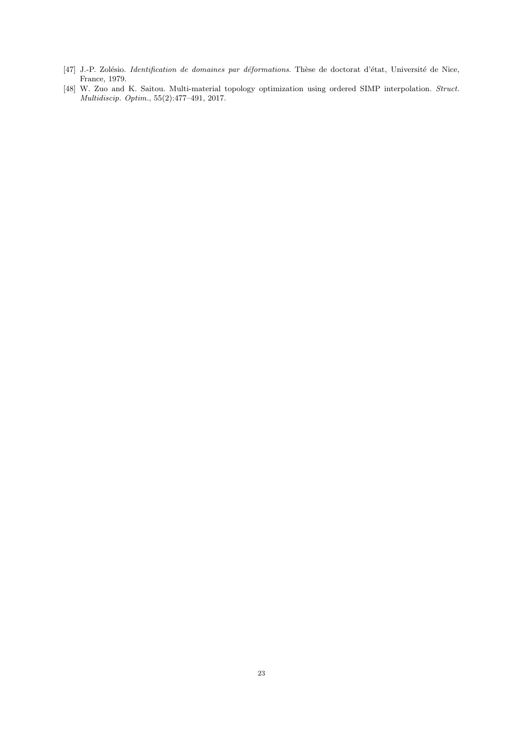[47] J.-P. Zolésio. *Identification de domaines par déformations*. Thèse de doctorat d'état, Université de Nice, France, 1979.

[48] W. Zuo and K. Saitou. Multi-material topology optimization using ordered SIMP interpolation. *Struct. Multidiscip. Optim.*, 55(2):477–491, 2017.